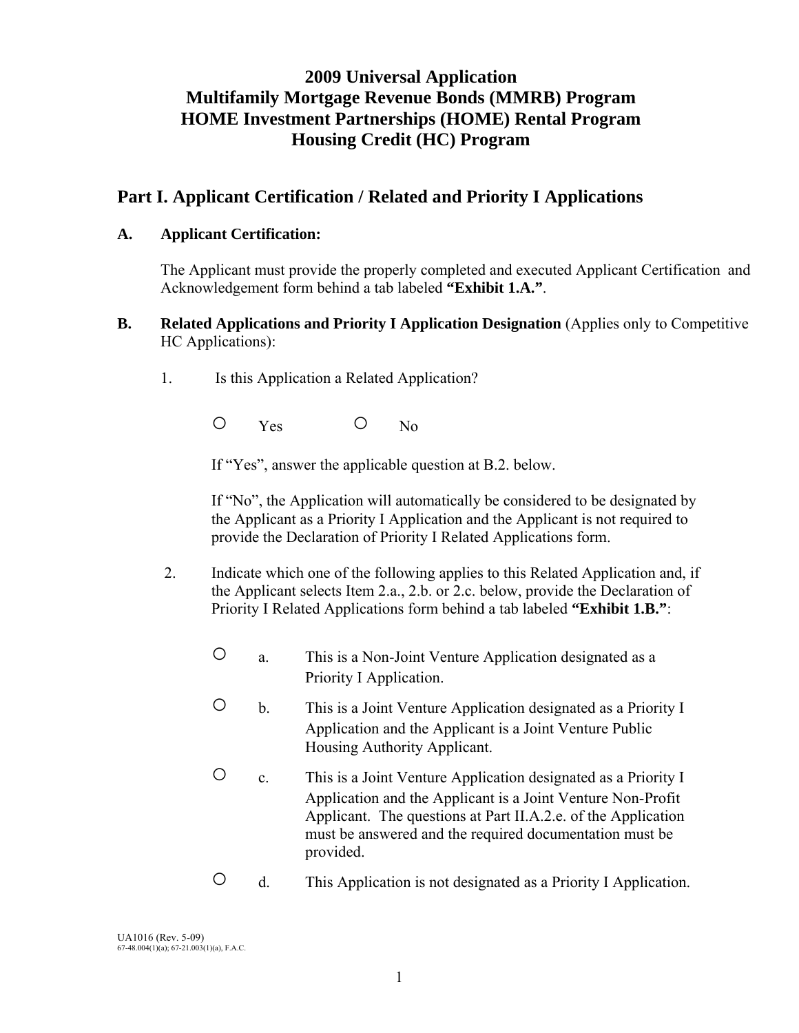# 2009 Universal Application
# Multifamily Mortgage Revenue Bonds (MMRB) Program
# HOME Investment Partnerships (HOME) Rental Program
# Housing Credit (HC) Program

## Part I. Applicant Certification / Related and Priority I Applications

### A. Applicant Certification:

The Applicant must provide the properly completed and executed Applicant Certification and Acknowledgement form behind a tab labeled **"Exhibit 1.A."**.

### B. Related Applications and Priority I Application Designation (Applies only to Competitive HC Applications):

1. Is this Application a Related Application?

   ○ Yes ○ No

   If "Yes", answer the applicable question at B.2. below.

   If "No", the Application will automatically be considered to be designated by the Applicant as a Priority I Application and the Applicant is not required to provide the Declaration of Priority I Related Applications form.

2. Indicate which one of the following applies to this Related Application and, if the Applicant selects Item 2.a., 2.b. or 2.c. below, provide the Declaration of Priority I Related Applications form behind a tab labeled **"Exhibit 1.B."**:

   ○ a. This is a Non-Joint Venture Application designated as a Priority I Application.

   ○ b. This is a Joint Venture Application designated as a Priority I Application and the Applicant is a Joint Venture Public Housing Authority Applicant.

   ○ c. This is a Joint Venture Application designated as a Priority I Application and the Applicant is a Joint Venture Non-Profit Applicant. The questions at Part II.A.2.e. of the Application must be answered and the required documentation must be provided.

   ○ d. This Application is not designated as a Priority I Application.

UA1016 (Rev. 5-09)
67-48.004(1)(a); 67-21.003(1)(a), F.A.C.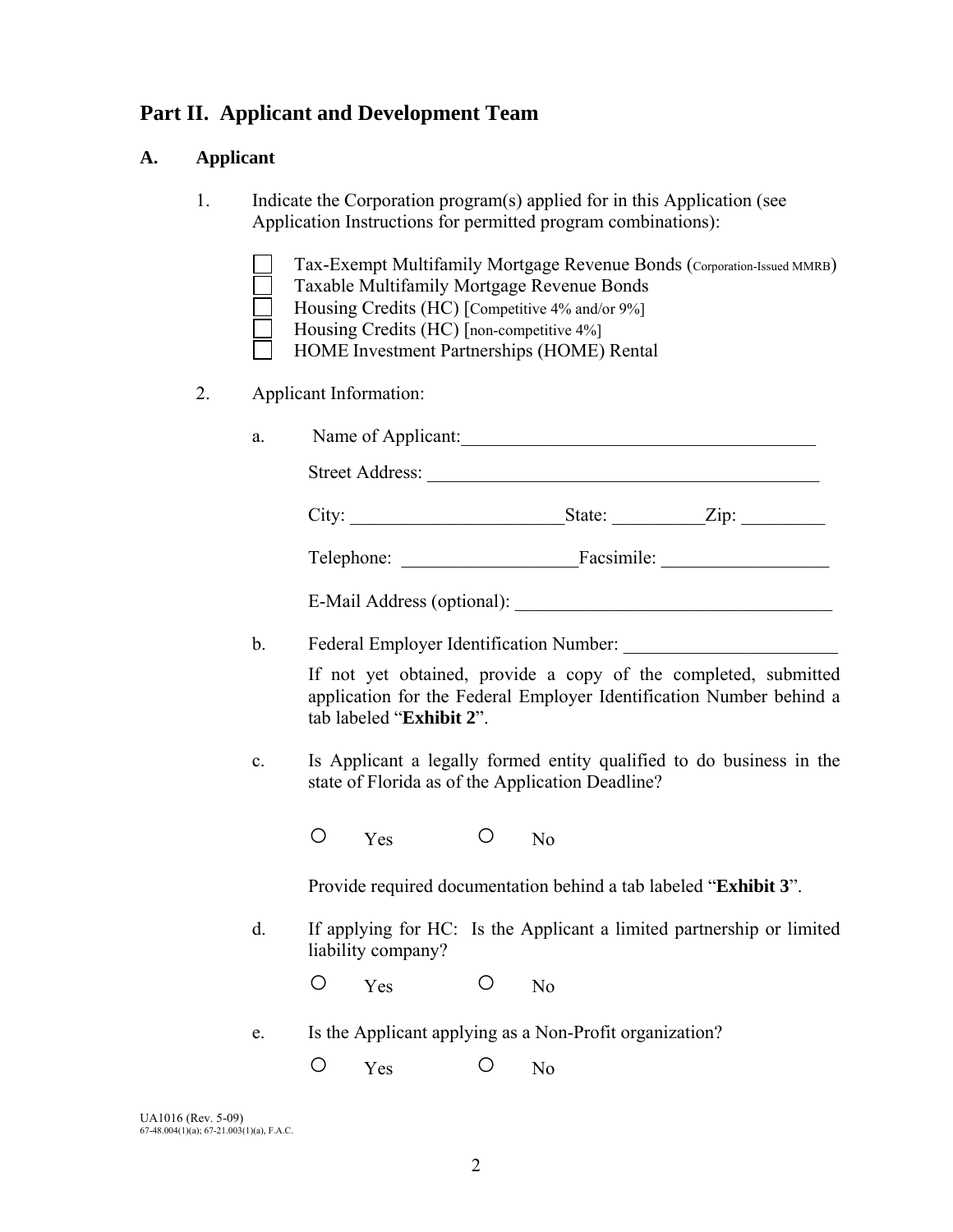## Part II. Applicant and Development Team

### A. Applicant

1. Indicate the Corporation program(s) applied for in this Application (see Application Instructions for permitted program combinations):

   - ☐ Tax-Exempt Multifamily Mortgage Revenue Bonds (Corporation-Issued MMRB)
   - ☐ Taxable Multifamily Mortgage Revenue Bonds
   - ☐ Housing Credits (HC) [Competitive 4% and/or 9%]
   - ☐ Housing Credits (HC) [non-competitive 4%]
   - ☐ HOME Investment Partnerships (HOME) Rental

2. Applicant Information:

   a. Name of Applicant: ______________________________________

      Street Address: ______________________________________

      City: ______________________ State: __________ Zip: _________

      Telephone: ___________________ Facsimile: __________________

      E-Mail Address (optional): __________________________________

   b. Federal Employer Identification Number: _______________________

      If not yet obtained, provide a copy of the completed, submitted application for the Federal Employer Identification Number behind a tab labeled "**Exhibit 2**".

   c. Is Applicant a legally formed entity qualified to do business in the state of Florida as of the Application Deadline?

      ○ Yes ○ No

      Provide required documentation behind a tab labeled "**Exhibit 3**".

   d. If applying for HC: Is the Applicant a limited partnership or limited liability company?

      ○ Yes ○ No

   e. Is the Applicant applying as a Non-Profit organization?

      ○ Yes ○ No

UA1016 (Rev. 5-09)
67-48.004(1)(a); 67-21.003(1)(a), F.A.C.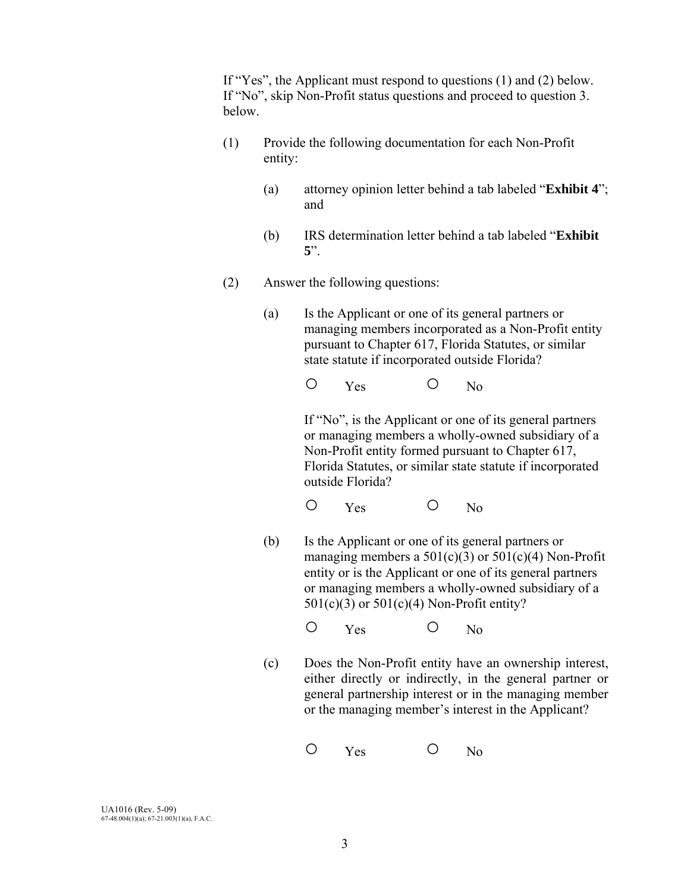If "Yes", the Applicant must respond to questions (1) and (2) below. If "No", skip Non-Profit status questions and proceed to question 3. below.

(1) Provide the following documentation for each Non-Profit entity:

(a) attorney opinion letter behind a tab labeled "**Exhibit 4**"; and

(b) IRS determination letter behind a tab labeled "**Exhibit 5**".

(2) Answer the following questions:

(a) Is the Applicant or one of its general partners or managing members incorporated as a Non-Profit entity pursuant to Chapter 617, Florida Statutes, or similar state statute if incorporated outside Florida?

○ Yes ○ No

If "No", is the Applicant or one of its general partners or managing members a wholly-owned subsidiary of a Non-Profit entity formed pursuant to Chapter 617, Florida Statutes, or similar state statute if incorporated outside Florida?

○ Yes ○ No

(b) Is the Applicant or one of its general partners or managing members a 501(c)(3) or 501(c)(4) Non-Profit entity or is the Applicant or one of its general partners or managing members a wholly-owned subsidiary of a 501(c)(3) or 501(c)(4) Non-Profit entity?

○ Yes ○ No

(c) Does the Non-Profit entity have an ownership interest, either directly or indirectly, in the general partner or general partnership interest or in the managing member or the managing member's interest in the Applicant?

○ Yes ○ No

UA1016 (Rev. 5-09)
67-48.004(1)(a); 67-21.003(1)(a), F.A.C.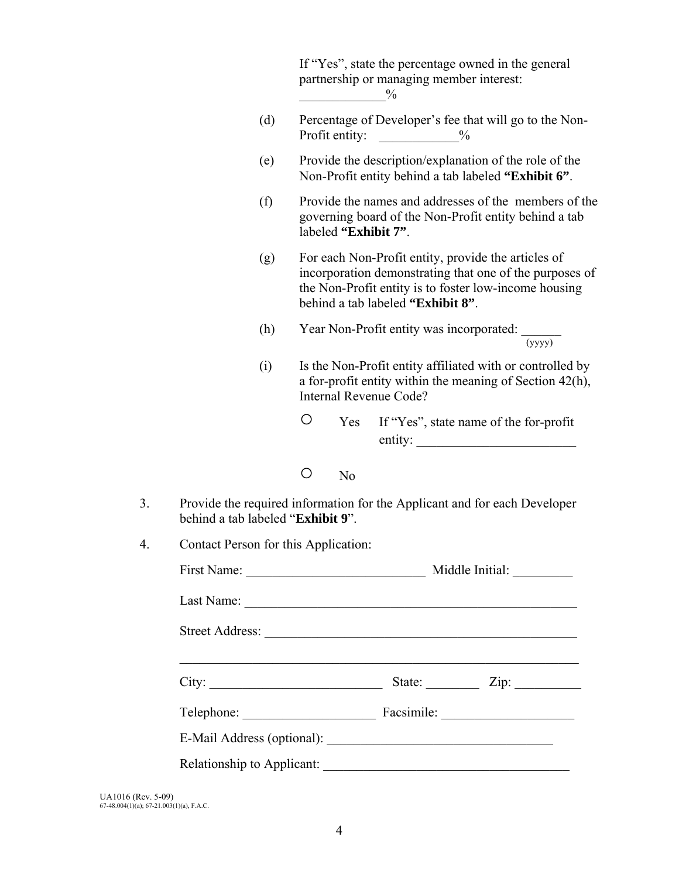If "Yes", state the percentage owned in the general partnership or managing member interest: ____________%

(d) Percentage of Developer's fee that will go to the Non-Profit entity: ____________%

(e) Provide the description/explanation of the role of the Non-Profit entity behind a tab labeled **"Exhibit 6"**.

(f) Provide the names and addresses of the members of the governing board of the Non-Profit entity behind a tab labeled **"Exhibit 7"**.

(g) For each Non-Profit entity, provide the articles of incorporation demonstrating that one of the purposes of the Non-Profit entity is to foster low-income housing behind a tab labeled **"Exhibit 8"**.

(h) Year Non-Profit entity was incorporated: ______ (yyyy)

(i) Is the Non-Profit entity affiliated with or controlled by a for-profit entity within the meaning of Section 42(h), Internal Revenue Code?

○ Yes  If "Yes", state name of the for-profit entity: ________________________

○ No

3. Provide the required information for the Applicant and for each Developer behind a tab labeled "**Exhibit 9**".

4. Contact Person for this Application:

First Name: ___________________________ Middle Initial: _________

Last Name: ____________________________________________________

Street Address: ________________________________________________

_____________________________________________________________

City: __________________________ State: ________ Zip: __________

Telephone: ____________________ Facsimile: ____________________

E-Mail Address (optional): __________________________________

Relationship to Applicant: _____________________________________

UA1016 (Rev. 5-09)
67-48.004(1)(a); 67-21.003(1)(a), F.A.C.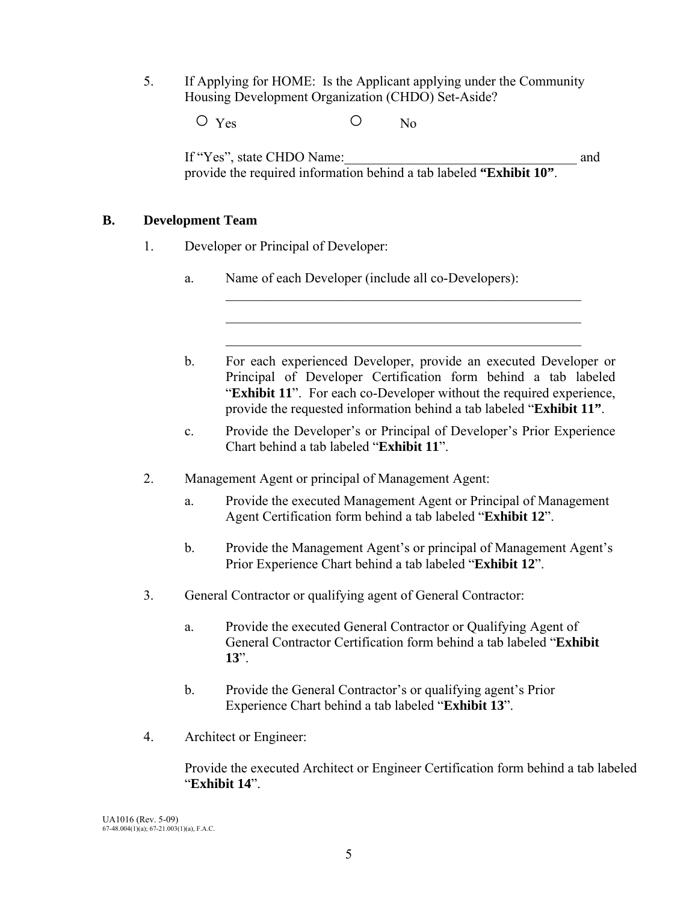5. If Applying for HOME: Is the Applicant applying under the Community Housing Development Organization (CHDO) Set-Aside?

   ○ Yes ○ No

   If "Yes", state CHDO Name:___________________________________ and provide the required information behind a tab labeled **"Exhibit 10"**.

## B. Development Team

1. Developer or Principal of Developer:

   a. Name of each Developer (include all co-Developers):

      _______________________________________________________

      _______________________________________________________

      _______________________________________________________

   b. For each experienced Developer, provide an executed Developer or Principal of Developer Certification form behind a tab labeled "**Exhibit 11**". For each co-Developer without the required experience, provide the requested information behind a tab labeled "**Exhibit 11"**.

   c. Provide the Developer's or Principal of Developer's Prior Experience Chart behind a tab labeled "**Exhibit 11**".

2. Management Agent or principal of Management Agent:

   a. Provide the executed Management Agent or Principal of Management Agent Certification form behind a tab labeled "**Exhibit 12**".

   b. Provide the Management Agent's or principal of Management Agent's Prior Experience Chart behind a tab labeled "**Exhibit 12**".

3. General Contractor or qualifying agent of General Contractor:

   a. Provide the executed General Contractor or Qualifying Agent of General Contractor Certification form behind a tab labeled "**Exhibit 13**".

   b. Provide the General Contractor's or qualifying agent's Prior Experience Chart behind a tab labeled "**Exhibit 13**".

4. Architect or Engineer:

   Provide the executed Architect or Engineer Certification form behind a tab labeled "**Exhibit 14**".

UA1016 (Rev. 5-09)
67-48.004(1)(a); 67-21.003(1)(a), F.A.C.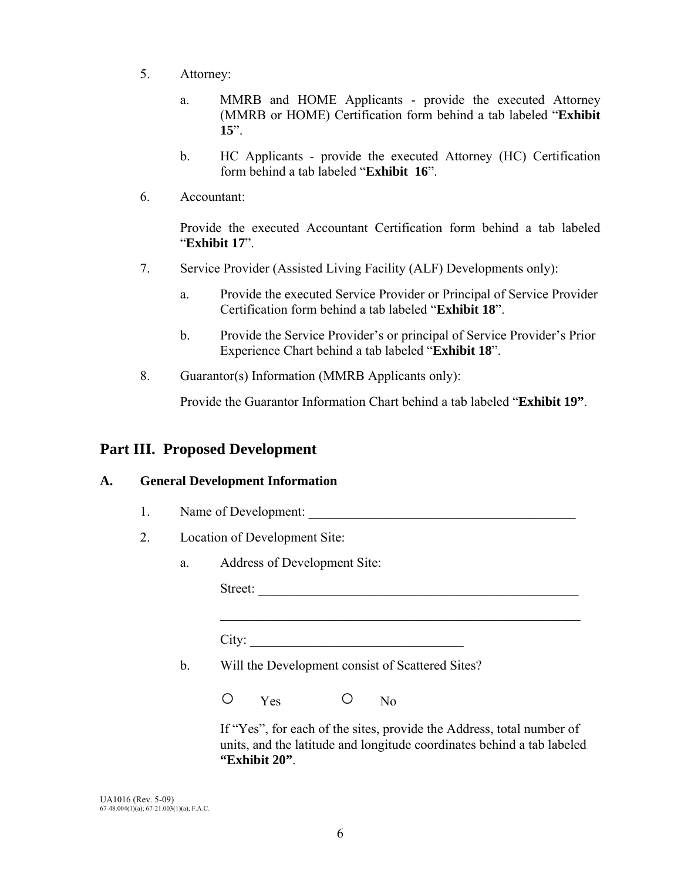5. Attorney:

   a. MMRB and HOME Applicants - provide the executed Attorney (MMRB or HOME) Certification form behind a tab labeled "**Exhibit 15**".

   b. HC Applicants - provide the executed Attorney (HC) Certification form behind a tab labeled "**Exhibit 16**".

6. Accountant:

   Provide the executed Accountant Certification form behind a tab labeled "**Exhibit 17**".

7. Service Provider (Assisted Living Facility (ALF) Developments only):

   a. Provide the executed Service Provider or Principal of Service Provider Certification form behind a tab labeled "**Exhibit 18**".

   b. Provide the Service Provider's or principal of Service Provider's Prior Experience Chart behind a tab labeled "**Exhibit 18**".

8. Guarantor(s) Information (MMRB Applicants only):

   Provide the Guarantor Information Chart behind a tab labeled "**Exhibit 19"**.

## Part III. Proposed Development

### A. General Development Information

1. Name of Development: ________________________________________

2. Location of Development Site:

   a. Address of Development Site:

      Street: ________________________________________________

      ________________________________________________________

      City: ______________________________

   b. Will the Development consist of Scattered Sites?

      ○ Yes ○ No

      If "Yes", for each of the sites, provide the Address, total number of units, and the latitude and longitude coordinates behind a tab labeled **"Exhibit 20"**.

UA1016 (Rev. 5-09)
67-48.004(1)(a); 67-21.003(1)(a), F.A.C.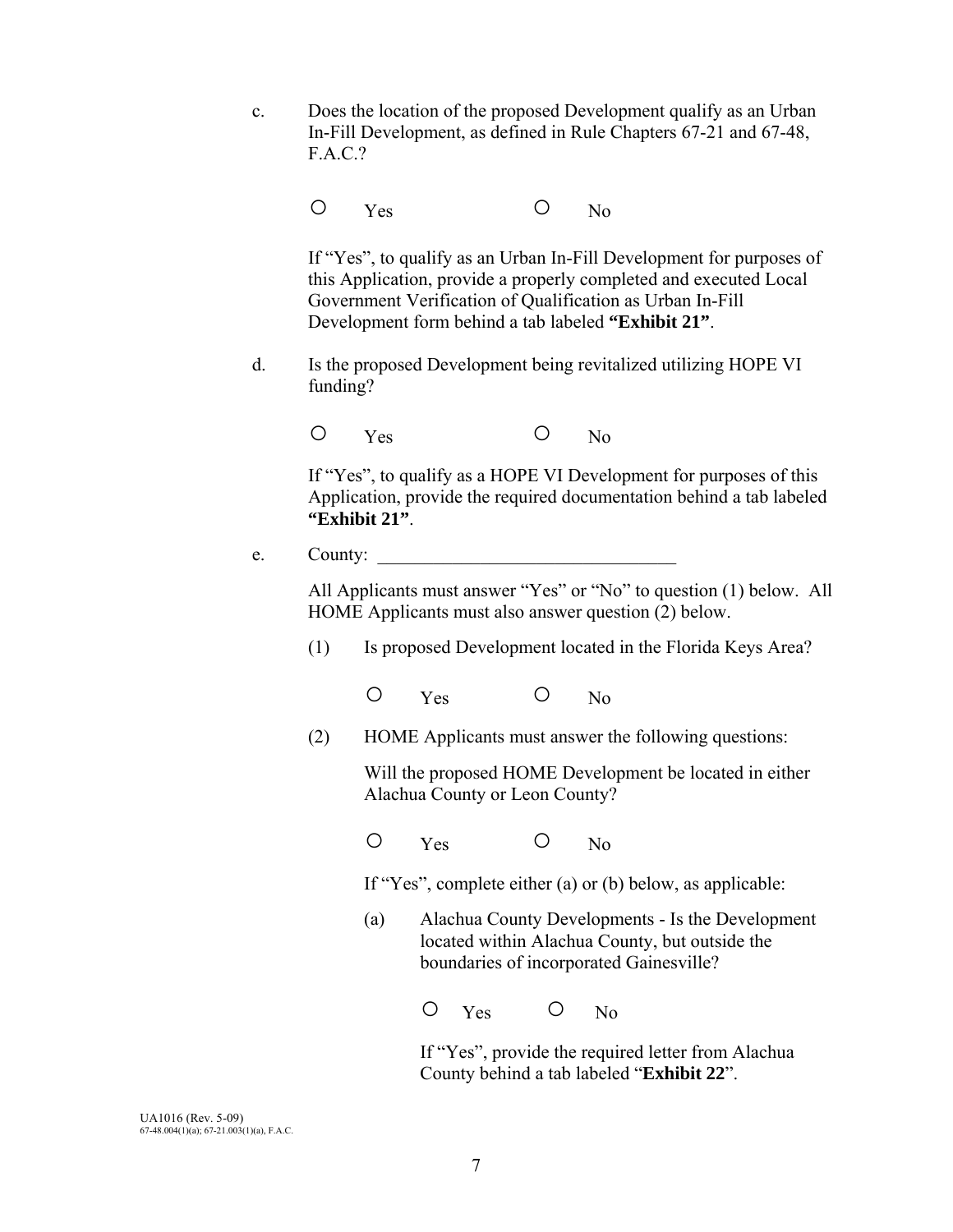c. Does the location of the proposed Development qualify as an Urban In-Fill Development, as defined in Rule Chapters 67-21 and 67-48, F.A.C.?

○ Yes ○ No

If "Yes", to qualify as an Urban In-Fill Development for purposes of this Application, provide a properly completed and executed Local Government Verification of Qualification as Urban In-Fill Development form behind a tab labeled **"Exhibit 21"**.

d. Is the proposed Development being revitalized utilizing HOPE VI funding?

○ Yes ○ No

If "Yes", to qualify as a HOPE VI Development for purposes of this Application, provide the required documentation behind a tab labeled **"Exhibit 21"**.

e. County: ________________________________

All Applicants must answer "Yes" or "No" to question (1) below. All HOME Applicants must also answer question (2) below.

(1) Is proposed Development located in the Florida Keys Area?

○ Yes ○ No

(2) HOME Applicants must answer the following questions:

Will the proposed HOME Development be located in either Alachua County or Leon County?

○ Yes ○ No

If "Yes", complete either (a) or (b) below, as applicable:

(a) Alachua County Developments - Is the Development located within Alachua County, but outside the boundaries of incorporated Gainesville?

○ Yes ○ No

If "Yes", provide the required letter from Alachua County behind a tab labeled "**Exhibit 22**".

UA1016 (Rev. 5-09)
67-48.004(1)(a); 67-21.003(1)(a), F.A.C.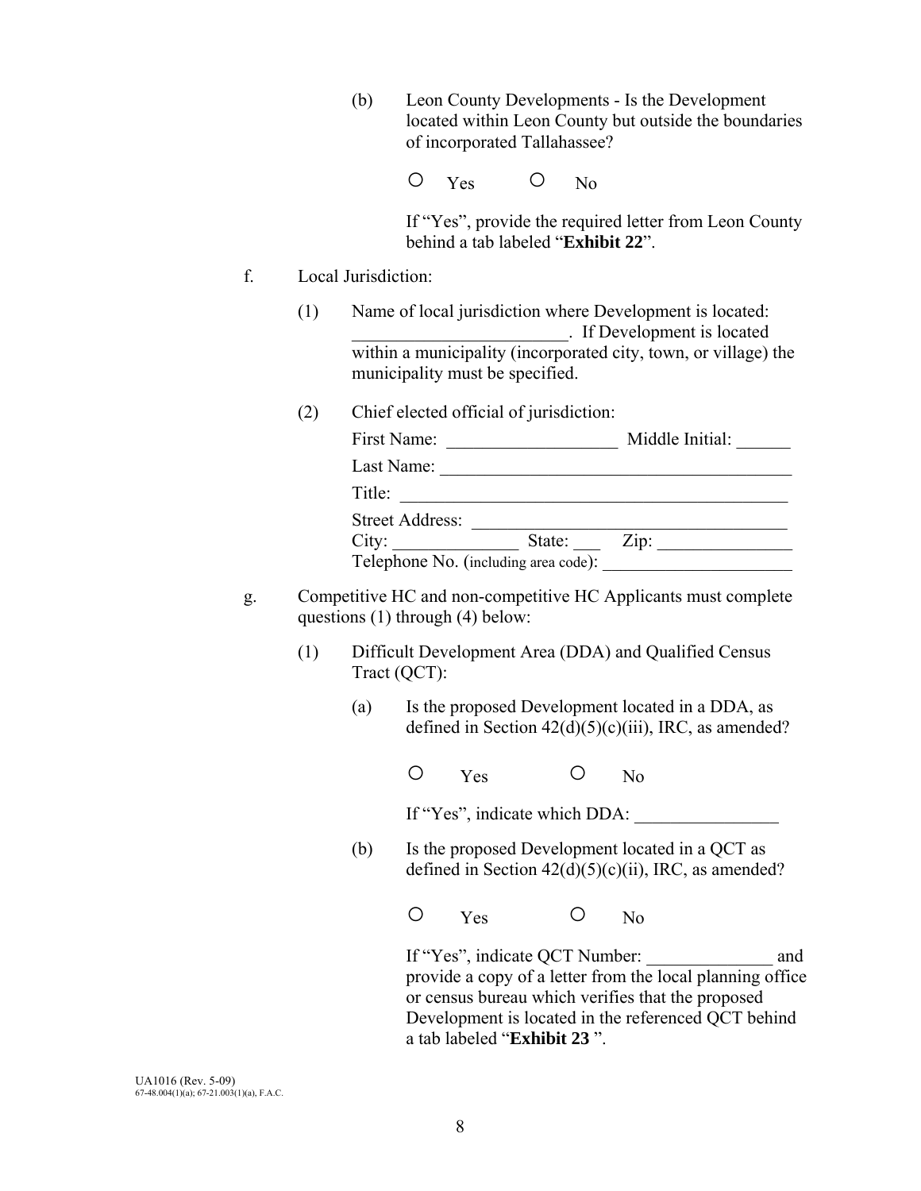(b) Leon County Developments - Is the Development located within Leon County but outside the boundaries of incorporated Tallahassee?

○ Yes ○ No

If "Yes", provide the required letter from Leon County behind a tab labeled "**Exhibit 22**".

f. Local Jurisdiction:

(1) Name of local jurisdiction where Development is located: ________________________. If Development is located within a municipality (incorporated city, town, or village) the municipality must be specified.

(2) Chief elected official of jurisdiction:

First Name: ___________________ Middle Initial: ______

Last Name: ________________________________________

Title: ____________________________________________

Street Address: ___________________________________

City: ______________ State: ___ Zip: _______________

Telephone No. (including area code): _____________________

g. Competitive HC and non-competitive HC Applicants must complete questions (1) through (4) below:

(1) Difficult Development Area (DDA) and Qualified Census Tract (QCT):

(a) Is the proposed Development located in a DDA, as defined in Section 42(d)(5)(c)(iii), IRC, as amended?

○ Yes ○ No

If "Yes", indicate which DDA: ________________

(b) Is the proposed Development located in a QCT as defined in Section 42(d)(5)(c)(ii), IRC, as amended?

○ Yes ○ No

If "Yes", indicate QCT Number: ______________ and provide a copy of a letter from the local planning office or census bureau which verifies that the proposed Development is located in the referenced QCT behind a tab labeled "**Exhibit 23** ".

UA1016 (Rev. 5-09)
67-48.004(1)(a); 67-21.003(1)(a), F.A.C.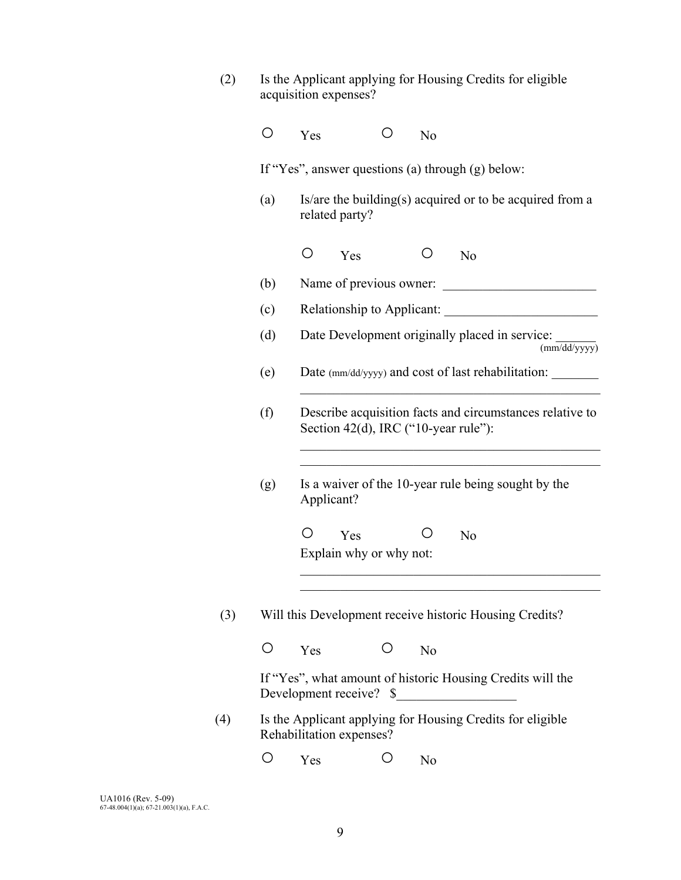(2) Is the Applicant applying for Housing Credits for eligible acquisition expenses?

○ Yes ○ No

If "Yes", answer questions (a) through (g) below:

(a) Is/are the building(s) acquired or to be acquired from a related party?

○ Yes ○ No

(b) Name of previous owner: _______________________

(c) Relationship to Applicant: _______________________

(d) Date Development originally placed in service: ______ (mm/dd/yyyy)

(e) Date (mm/dd/yyyy) and cost of last rehabilitation: _______
_______________________________________________

(f) Describe acquisition facts and circumstances relative to Section 42(d), IRC ("10-year rule"):

_______________________________________________
_______________________________________________

(g) Is a waiver of the 10-year rule being sought by the Applicant?

○ Yes ○ No

Explain why or why not:

_______________________________________________
_______________________________________________

(3) Will this Development receive historic Housing Credits?

○ Yes ○ No

If "Yes", what amount of historic Housing Credits will the Development receive? $__________________

(4) Is the Applicant applying for Housing Credits for eligible Rehabilitation expenses?

○ Yes ○ No

UA1016 (Rev. 5-09)
67-48.004(1)(a); 67-21.003(1)(a), F.A.C.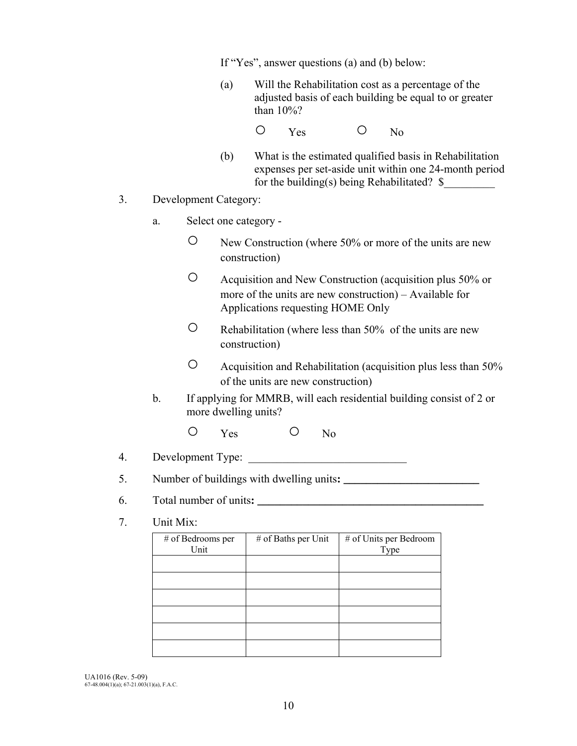If “Yes”, answer questions (a) and (b) below:

(a) Will the Rehabilitation cost as a percentage of the adjusted basis of each building be equal to or greater than 10%?

○ Yes ○ No

(b) What is the estimated qualified basis in Rehabilitation expenses per set-aside unit within one 24-month period for the building(s) being Rehabilitated? $_________

3. Development Category:

a. Select one category -

○ New Construction (where 50% or more of the units are new construction)

○ Acquisition and New Construction (acquisition plus 50% or more of the units are new construction) – Available for Applications requesting HOME Only

○ Rehabilitation (where less than 50% of the units are new construction)

○ Acquisition and Rehabilitation (acquisition plus less than 50% of the units are new construction)

b. If applying for MMRB, will each residential building consist of 2 or more dwelling units?

○ Yes ○ No

4. Development Type: ____________________________

5. Number of buildings with dwelling units**: ________________________**

6. Total number of units**: ________________________________________**

7. Unit Mix:

| # of Bedrooms per Unit | # of Baths per Unit | # of Units per Bedroom Type |
|---|---|---|
| | | |
| | | |
| | | |
| | | |
| | | |
| | | |

UA1016 (Rev. 5-09)
67-48.004(1)(a); 67-21.003(1)(a), F.A.C.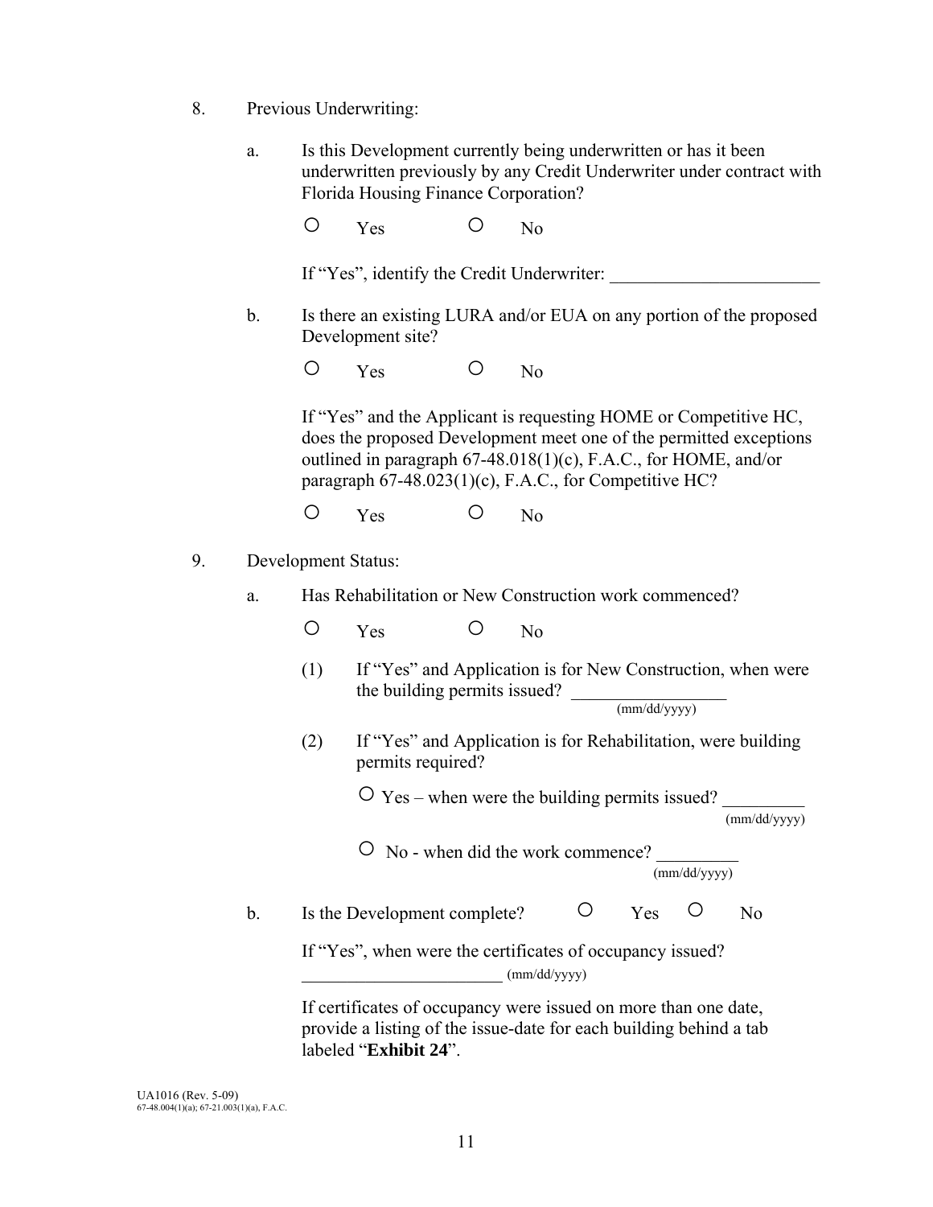8. Previous Underwriting:

   a. Is this Development currently being underwritten or has it been underwritten previously by any Credit Underwriter under contract with Florida Housing Finance Corporation?

      ○ Yes ○ No

      If "Yes", identify the Credit Underwriter: _______________________

   b. Is there an existing LURA and/or EUA on any portion of the proposed Development site?

      ○ Yes ○ No

      If "Yes" and the Applicant is requesting HOME or Competitive HC, does the proposed Development meet one of the permitted exceptions outlined in paragraph 67-48.018(1)(c), F.A.C., for HOME, and/or paragraph 67-48.023(1)(c), F.A.C., for Competitive HC?

      ○ Yes ○ No

9. Development Status:

   a. Has Rehabilitation or New Construction work commenced?

      ○ Yes ○ No

      (1) If "Yes" and Application is for New Construction, when were the building permits issued? _________________ (mm/dd/yyyy)

      (2) If "Yes" and Application is for Rehabilitation, were building permits required?

         ○ Yes – when were the building permits issued? _________ (mm/dd/yyyy)

         ○ No - when did the work commence? _________ (mm/dd/yyyy)

   b. Is the Development complete? ○ Yes ○ No

      If "Yes", when were the certificates of occupancy issued? _______________________ (mm/dd/yyyy)

      If certificates of occupancy were issued on more than one date, provide a listing of the issue-date for each building behind a tab labeled "**Exhibit 24**".

UA1016 (Rev. 5-09)
67-48.004(1)(a); 67-21.003(1)(a), F.A.C.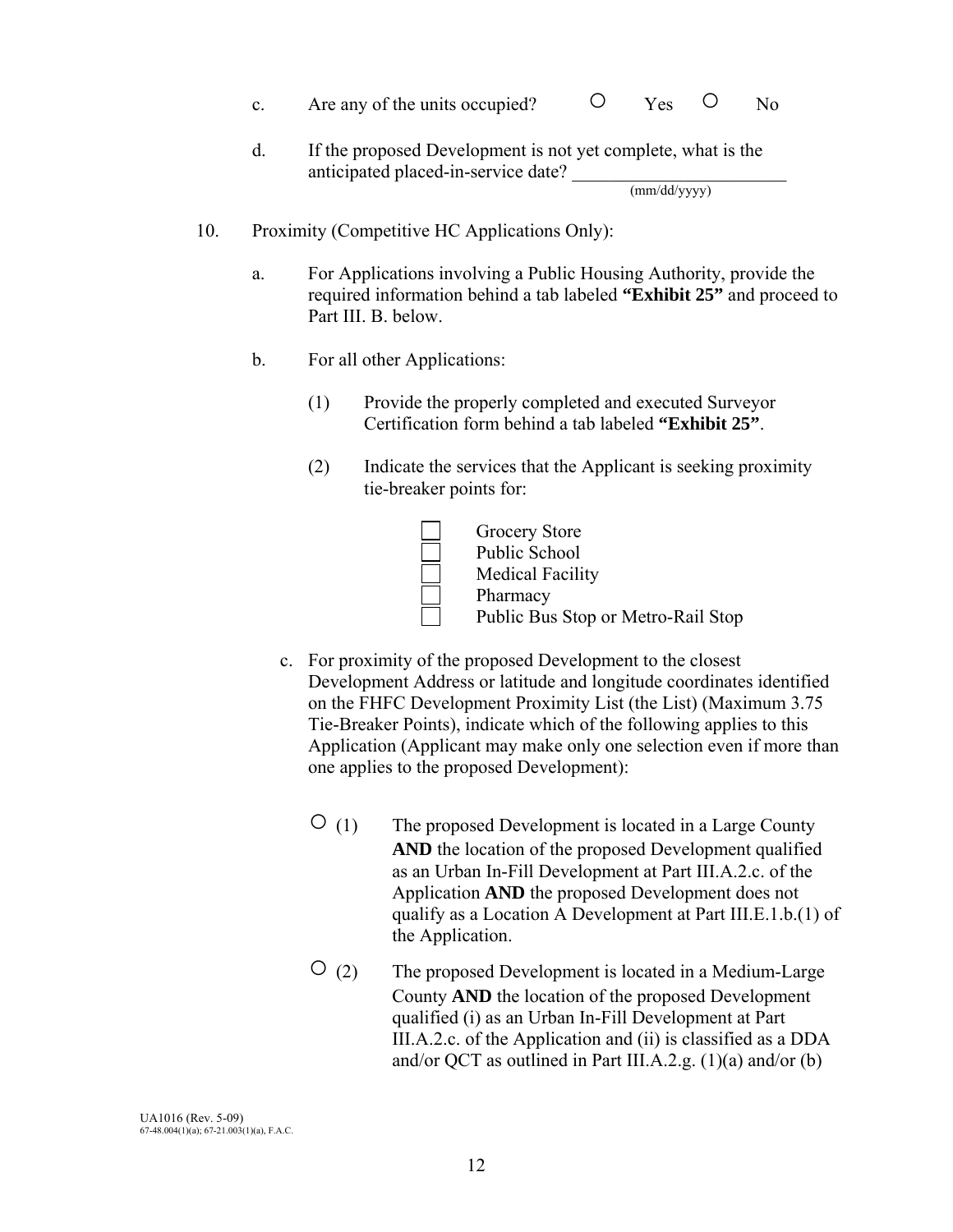c. Are any of the units occupied? ○ Yes ○ No

d. If the proposed Development is not yet complete, what is the anticipated placed-in-service date? ________________________ (mm/dd/yyyy)

10. Proximity (Competitive HC Applications Only):

a. For Applications involving a Public Housing Authority, provide the required information behind a tab labeled **"Exhibit 25"** and proceed to Part III. B. below.

b. For all other Applications:

(1) Provide the properly completed and executed Surveyor Certification form behind a tab labeled **"Exhibit 25"**.

(2) Indicate the services that the Applicant is seeking proximity tie-breaker points for:

- ☐ Grocery Store
- ☐ Public School
- ☐ Medical Facility
- ☐ Pharmacy
- ☐ Public Bus Stop or Metro-Rail Stop

c. For proximity of the proposed Development to the closest Development Address or latitude and longitude coordinates identified on the FHFC Development Proximity List (the List) (Maximum 3.75 Tie-Breaker Points), indicate which of the following applies to this Application (Applicant may make only one selection even if more than one applies to the proposed Development):

○ (1) The proposed Development is located in a Large County **AND** the location of the proposed Development qualified as an Urban In-Fill Development at Part III.A.2.c. of the Application **AND** the proposed Development does not qualify as a Location A Development at Part III.E.1.b.(1) of the Application.

○ (2) The proposed Development is located in a Medium-Large County **AND** the location of the proposed Development qualified (i) as an Urban In-Fill Development at Part III.A.2.c. of the Application and (ii) is classified as a DDA and/or QCT as outlined in Part III.A.2.g. (1)(a) and/or (b)

UA1016 (Rev. 5-09)
67-48.004(1)(a); 67-21.003(1)(a), F.A.C.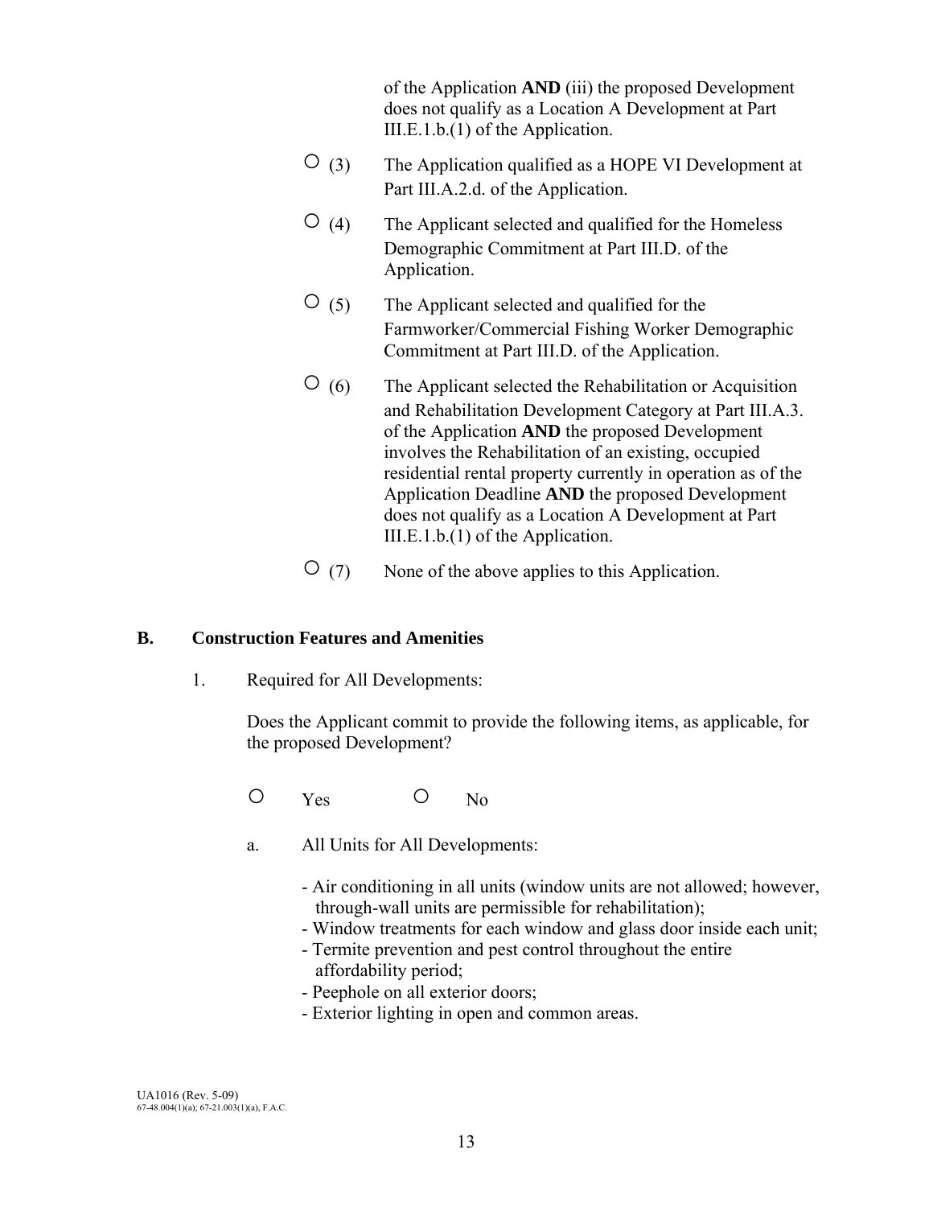of the Application **AND** (iii) the proposed Development does not qualify as a Location A Development at Part III.E.1.b.(1) of the Application.

○ (3) The Application qualified as a HOPE VI Development at Part III.A.2.d. of the Application.

○ (4) The Applicant selected and qualified for the Homeless Demographic Commitment at Part III.D. of the Application.

○ (5) The Applicant selected and qualified for the Farmworker/Commercial Fishing Worker Demographic Commitment at Part III.D. of the Application.

○ (6) The Applicant selected the Rehabilitation or Acquisition and Rehabilitation Development Category at Part III.A.3. of the Application **AND** the proposed Development involves the Rehabilitation of an existing, occupied residential rental property currently in operation as of the Application Deadline **AND** the proposed Development does not qualify as a Location A Development at Part III.E.1.b.(1) of the Application.

○ (7) None of the above applies to this Application.

## B. Construction Features and Amenities

1. Required for All Developments:

   Does the Applicant commit to provide the following items, as applicable, for the proposed Development?

   ○ Yes ○ No

   a. All Units for All Developments:

      - Air conditioning in all units (window units are not allowed; however, through-wall units are permissible for rehabilitation);
      - Window treatments for each window and glass door inside each unit;
      - Termite prevention and pest control throughout the entire affordability period;
      - Peephole on all exterior doors;
      - Exterior lighting in open and common areas.

UA1016 (Rev. 5-09)
67-48.004(1)(a); 67-21.003(1)(a), F.A.C.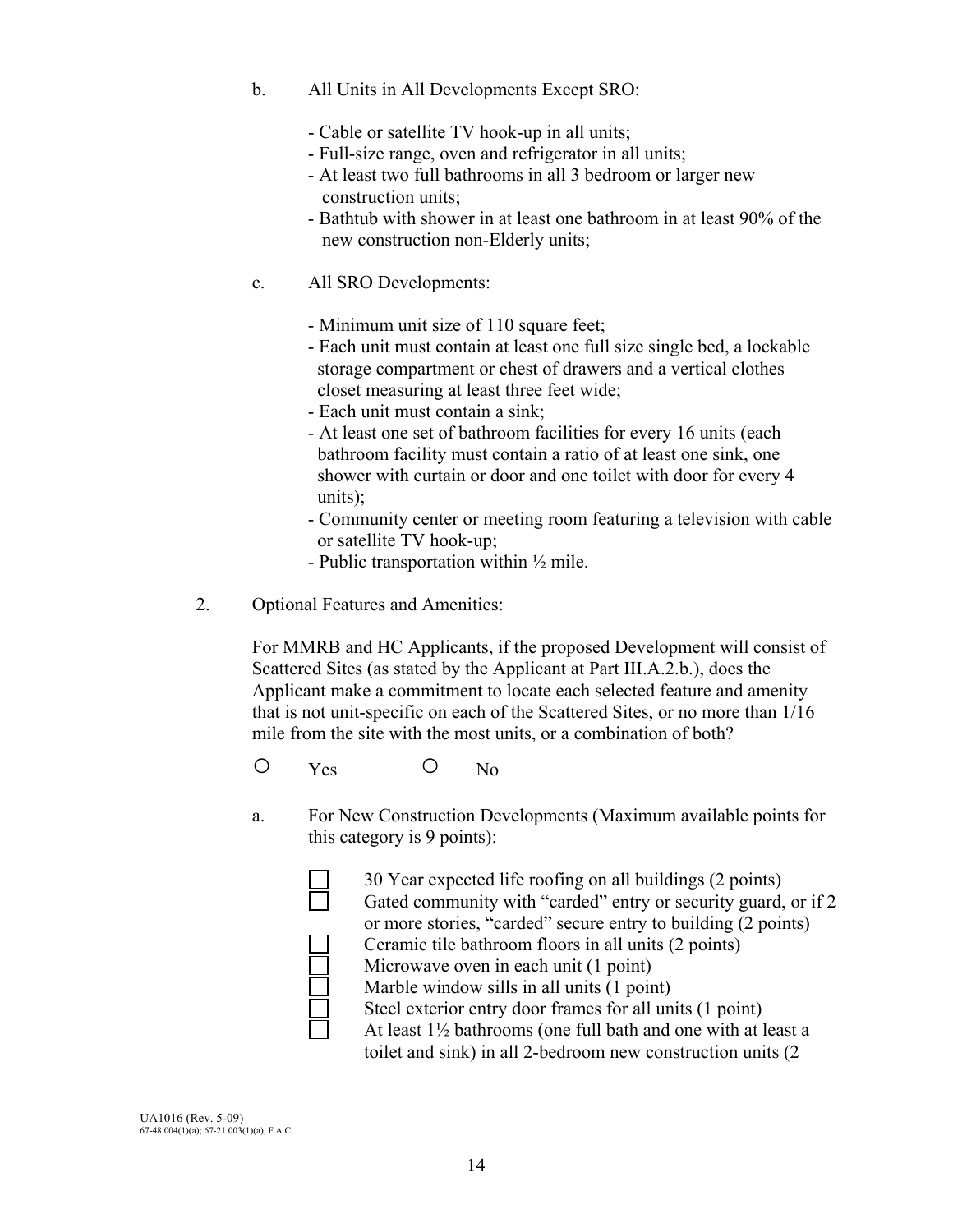b. All Units in All Developments Except SRO:

- Cable or satellite TV hook-up in all units;
- Full-size range, oven and refrigerator in all units;
- At least two full bathrooms in all 3 bedroom or larger new construction units;
- Bathtub with shower in at least one bathroom in at least 90% of the new construction non-Elderly units;

c. All SRO Developments:

- Minimum unit size of 110 square feet;
- Each unit must contain at least one full size single bed, a lockable storage compartment or chest of drawers and a vertical clothes closet measuring at least three feet wide;
- Each unit must contain a sink;
- At least one set of bathroom facilities for every 16 units (each bathroom facility must contain a ratio of at least one sink, one shower with curtain or door and one toilet with door for every 4 units);
- Community center or meeting room featuring a television with cable or satellite TV hook-up;
- Public transportation within ½ mile.

2. Optional Features and Amenities:

For MMRB and HC Applicants, if the proposed Development will consist of Scattered Sites (as stated by the Applicant at Part III.A.2.b.), does the Applicant make a commitment to locate each selected feature and amenity that is not unit-specific on each of the Scattered Sites, or no more than 1/16 mile from the site with the most units, or a combination of both?

○ Yes ○ No

a. For New Construction Developments (Maximum available points for this category is 9 points):

- ☐ 30 Year expected life roofing on all buildings (2 points)
- ☐ Gated community with "carded" entry or security guard, or if 2 or more stories, "carded" secure entry to building (2 points)
- ☐ Ceramic tile bathroom floors in all units (2 points)
- ☐ Microwave oven in each unit (1 point)
- ☐ Marble window sills in all units (1 point)
- ☐ Steel exterior entry door frames for all units (1 point)
- ☐ At least 1½ bathrooms (one full bath and one with at least a toilet and sink) in all 2-bedroom new construction units (2

UA1016 (Rev. 5-09)
67-48.004(1)(a); 67-21.003(1)(a), F.A.C.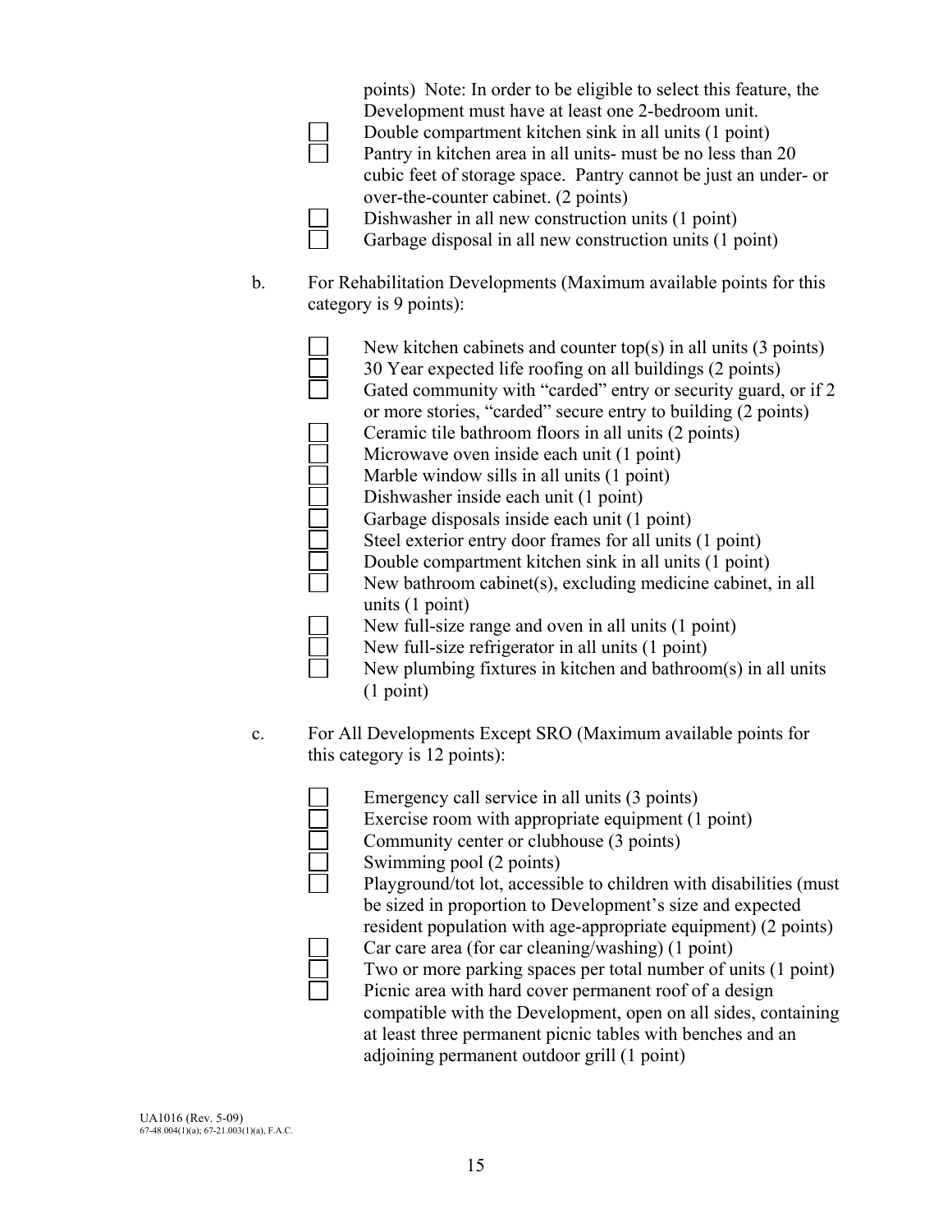points) Note: In order to be eligible to select this feature, the Development must have at least one 2-bedroom unit.

- ☐ Double compartment kitchen sink in all units (1 point)
- ☐ Pantry in kitchen area in all units- must be no less than 20 cubic feet of storage space. Pantry cannot be just an under- or over-the-counter cabinet. (2 points)
- ☐ Dishwasher in all new construction units (1 point)
- ☐ Garbage disposal in all new construction units (1 point)

b. For Rehabilitation Developments (Maximum available points for this category is 9 points):

- ☐ New kitchen cabinets and counter top(s) in all units (3 points)
- ☐ 30 Year expected life roofing on all buildings (2 points)
- ☐ Gated community with "carded" entry or security guard, or if 2 or more stories, "carded" secure entry to building (2 points)
- ☐ Ceramic tile bathroom floors in all units (2 points)
- ☐ Microwave oven inside each unit (1 point)
- ☐ Marble window sills in all units (1 point)
- ☐ Dishwasher inside each unit (1 point)
- ☐ Garbage disposals inside each unit (1 point)
- ☐ Steel exterior entry door frames for all units (1 point)
- ☐ Double compartment kitchen sink in all units (1 point)
- ☐ New bathroom cabinet(s), excluding medicine cabinet, in all units (1 point)
- ☐ New full-size range and oven in all units (1 point)
- ☐ New full-size refrigerator in all units (1 point)
- ☐ New plumbing fixtures in kitchen and bathroom(s) in all units (1 point)

c. For All Developments Except SRO (Maximum available points for this category is 12 points):

- ☐ Emergency call service in all units (3 points)
- ☐ Exercise room with appropriate equipment (1 point)
- ☐ Community center or clubhouse (3 points)
- ☐ Swimming pool (2 points)
- ☐ Playground/tot lot, accessible to children with disabilities (must be sized in proportion to Development's size and expected resident population with age-appropriate equipment) (2 points)
- ☐ Car care area (for car cleaning/washing) (1 point)
- ☐ Two or more parking spaces per total number of units (1 point)
- ☐ Picnic area with hard cover permanent roof of a design compatible with the Development, open on all sides, containing at least three permanent picnic tables with benches and an adjoining permanent outdoor grill (1 point)

UA1016 (Rev. 5-09)
67-48.004(1)(a); 67-21.003(1)(a), F.A.C.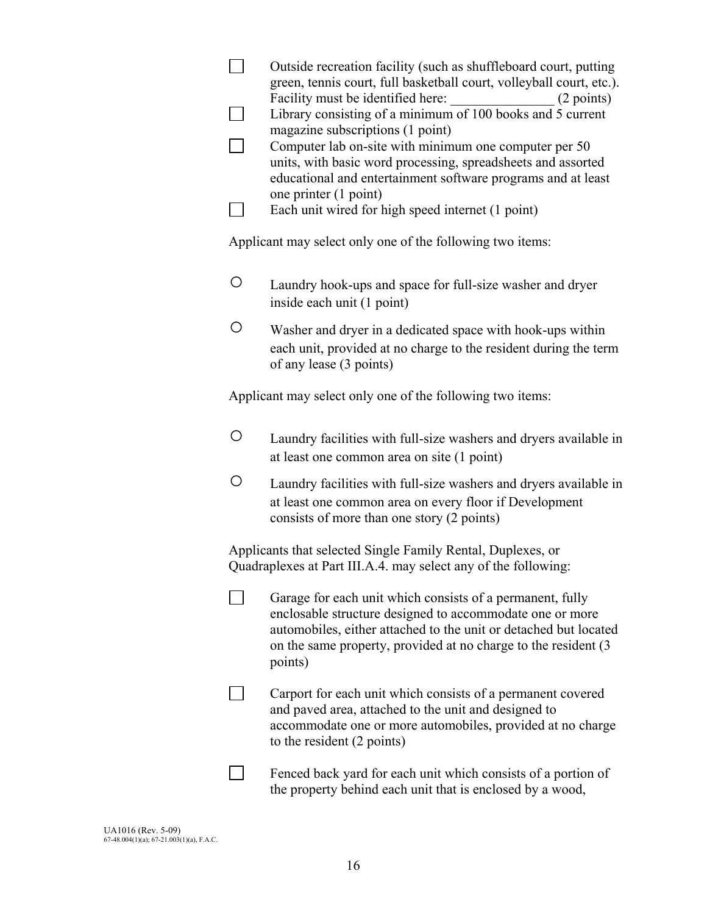- ☐ Outside recreation facility (such as shuffleboard court, putting green, tennis court, full basketball court, volleyball court, etc.). Facility must be identified here: _______________ (2 points)
- ☐ Library consisting of a minimum of 100 books and 5 current magazine subscriptions (1 point)
- ☐ Computer lab on-site with minimum one computer per 50 units, with basic word processing, spreadsheets and assorted educational and entertainment software programs and at least one printer (1 point)
- ☐ Each unit wired for high speed internet (1 point)

Applicant may select only one of the following two items:

- ○ Laundry hook-ups and space for full-size washer and dryer inside each unit (1 point)
- ○ Washer and dryer in a dedicated space with hook-ups within each unit, provided at no charge to the resident during the term of any lease (3 points)

Applicant may select only one of the following two items:

- ○ Laundry facilities with full-size washers and dryers available in at least one common area on site (1 point)
- ○ Laundry facilities with full-size washers and dryers available in at least one common area on every floor if Development consists of more than one story (2 points)

Applicants that selected Single Family Rental, Duplexes, or Quadraplexes at Part III.A.4. may select any of the following:

- ☐ Garage for each unit which consists of a permanent, fully enclosable structure designed to accommodate one or more automobiles, either attached to the unit or detached but located on the same property, provided at no charge to the resident (3 points)
- ☐ Carport for each unit which consists of a permanent covered and paved area, attached to the unit and designed to accommodate one or more automobiles, provided at no charge to the resident (2 points)
- ☐ Fenced back yard for each unit which consists of a portion of the property behind each unit that is enclosed by a wood,

UA1016 (Rev. 5-09)
67-48.004(1)(a); 67-21.003(1)(a), F.A.C.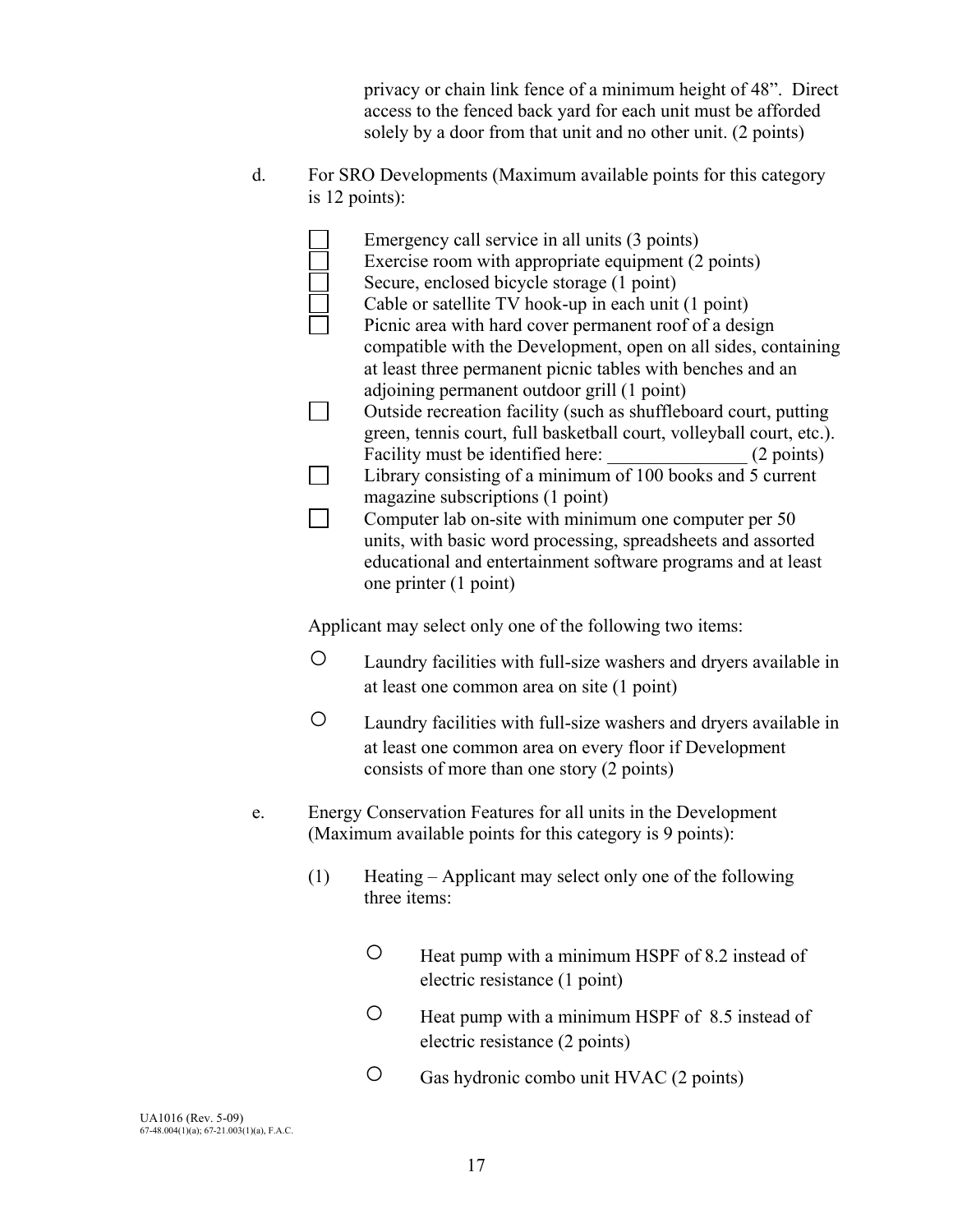privacy or chain link fence of a minimum height of 48". Direct access to the fenced back yard for each unit must be afforded solely by a door from that unit and no other unit. (2 points)

d. For SRO Developments (Maximum available points for this category is 12 points):

- ☐ Emergency call service in all units (3 points)
- ☐ Exercise room with appropriate equipment (2 points)
- ☐ Secure, enclosed bicycle storage (1 point)
- ☐ Cable or satellite TV hook-up in each unit (1 point)
- ☐ Picnic area with hard cover permanent roof of a design compatible with the Development, open on all sides, containing at least three permanent picnic tables with benches and an adjoining permanent outdoor grill (1 point)
- ☐ Outside recreation facility (such as shuffleboard court, putting green, tennis court, full basketball court, volleyball court, etc.). Facility must be identified here: _______________ (2 points)
- ☐ Library consisting of a minimum of 100 books and 5 current magazine subscriptions (1 point)
- ☐ Computer lab on-site with minimum one computer per 50 units, with basic word processing, spreadsheets and assorted educational and entertainment software programs and at least one printer (1 point)

Applicant may select only one of the following two items:

- ○ Laundry facilities with full-size washers and dryers available in at least one common area on site (1 point)
- ○ Laundry facilities with full-size washers and dryers available in at least one common area on every floor if Development consists of more than one story (2 points)

e. Energy Conservation Features for all units in the Development (Maximum available points for this category is 9 points):

(1) Heating – Applicant may select only one of the following three items:

- ○ Heat pump with a minimum HSPF of 8.2 instead of electric resistance (1 point)
- ○ Heat pump with a minimum HSPF of 8.5 instead of electric resistance (2 points)
- ○ Gas hydronic combo unit HVAC (2 points)

UA1016 (Rev. 5-09)
67-48.004(1)(a); 67-21.003(1)(a), F.A.C.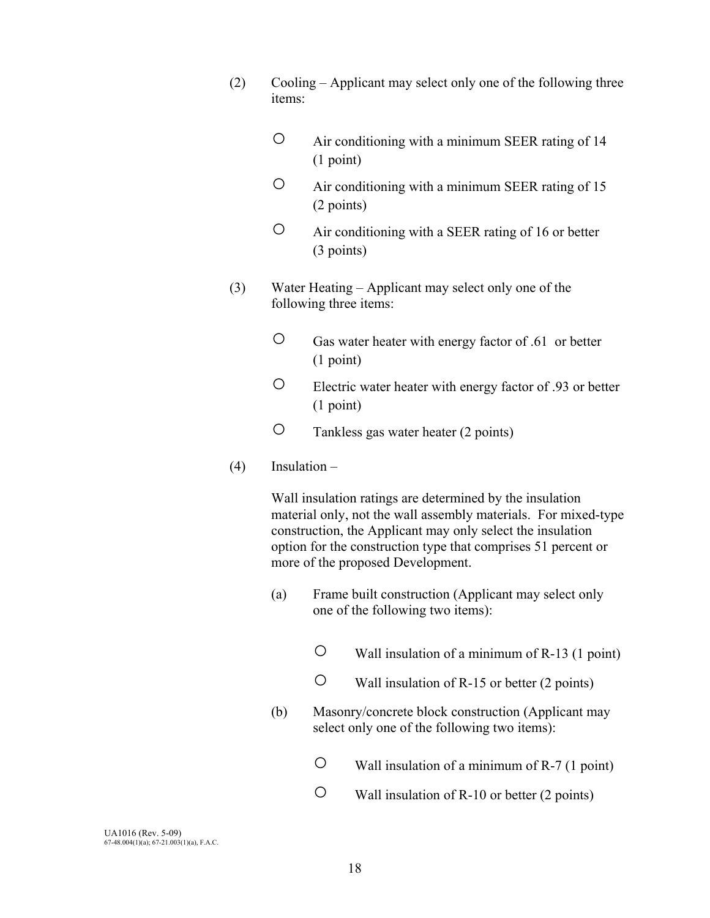(2) Cooling – Applicant may select only one of the following three items:

- ○ Air conditioning with a minimum SEER rating of 14 (1 point)
- ○ Air conditioning with a minimum SEER rating of 15 (2 points)
- ○ Air conditioning with a SEER rating of 16 or better (3 points)

(3) Water Heating – Applicant may select only one of the following three items:

- ○ Gas water heater with energy factor of .61 or better (1 point)
- ○ Electric water heater with energy factor of .93 or better (1 point)
- ○ Tankless gas water heater (2 points)

(4) Insulation –

Wall insulation ratings are determined by the insulation material only, not the wall assembly materials. For mixed-type construction, the Applicant may only select the insulation option for the construction type that comprises 51 percent or more of the proposed Development.

(a) Frame built construction (Applicant may select only one of the following two items):

- ○ Wall insulation of a minimum of R-13 (1 point)
- ○ Wall insulation of R-15 or better (2 points)

(b) Masonry/concrete block construction (Applicant may select only one of the following two items):

- ○ Wall insulation of a minimum of R-7 (1 point)
- ○ Wall insulation of R-10 or better (2 points)

UA1016 (Rev. 5-09)
67-48.004(1)(a); 67-21.003(1)(a), F.A.C.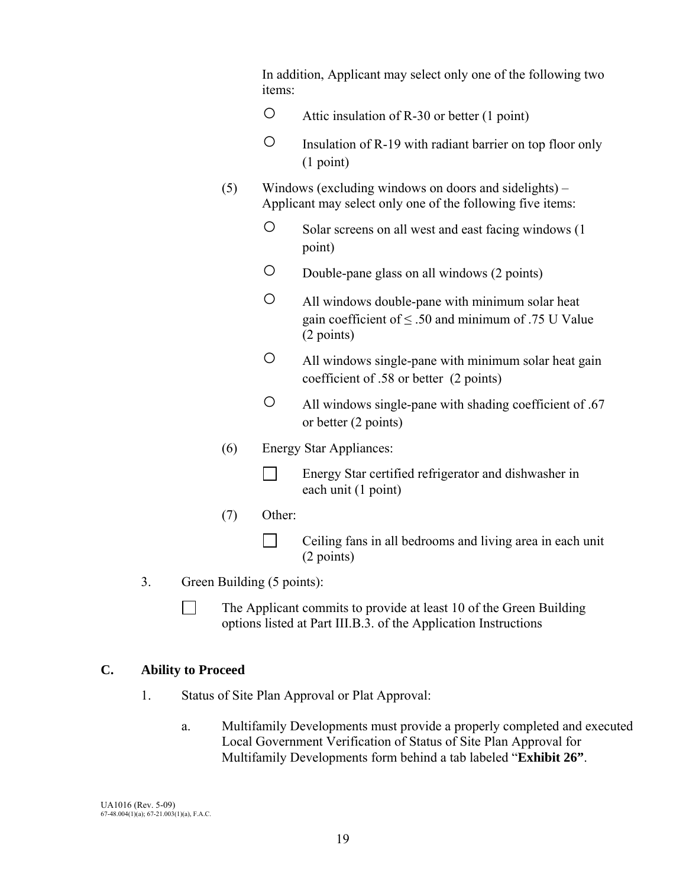In addition, Applicant may select only one of the following two items:

- ○ Attic insulation of R-30 or better (1 point)
- ○ Insulation of R-19 with radiant barrier on top floor only (1 point)

(5) Windows (excluding windows on doors and sidelights) – Applicant may select only one of the following five items:

- ○ Solar screens on all west and east facing windows (1 point)
- ○ Double-pane glass on all windows (2 points)
- ○ All windows double-pane with minimum solar heat gain coefficient of ≤ .50 and minimum of .75 U Value (2 points)
- ○ All windows single-pane with minimum solar heat gain coefficient of .58 or better (2 points)
- ○ All windows single-pane with shading coefficient of .67 or better (2 points)

(6) Energy Star Appliances:

- ☐ Energy Star certified refrigerator and dishwasher in each unit (1 point)

(7) Other:

- ☐ Ceiling fans in all bedrooms and living area in each unit (2 points)

3. Green Building (5 points):

   ☐ The Applicant commits to provide at least 10 of the Green Building options listed at Part III.B.3. of the Application Instructions

## C. Ability to Proceed

1. Status of Site Plan Approval or Plat Approval:

   a. Multifamily Developments must provide a properly completed and executed Local Government Verification of Status of Site Plan Approval for Multifamily Developments form behind a tab labeled "**Exhibit 26"**.

UA1016 (Rev. 5-09)
67-48.004(1)(a); 67-21.003(1)(a), F.A.C.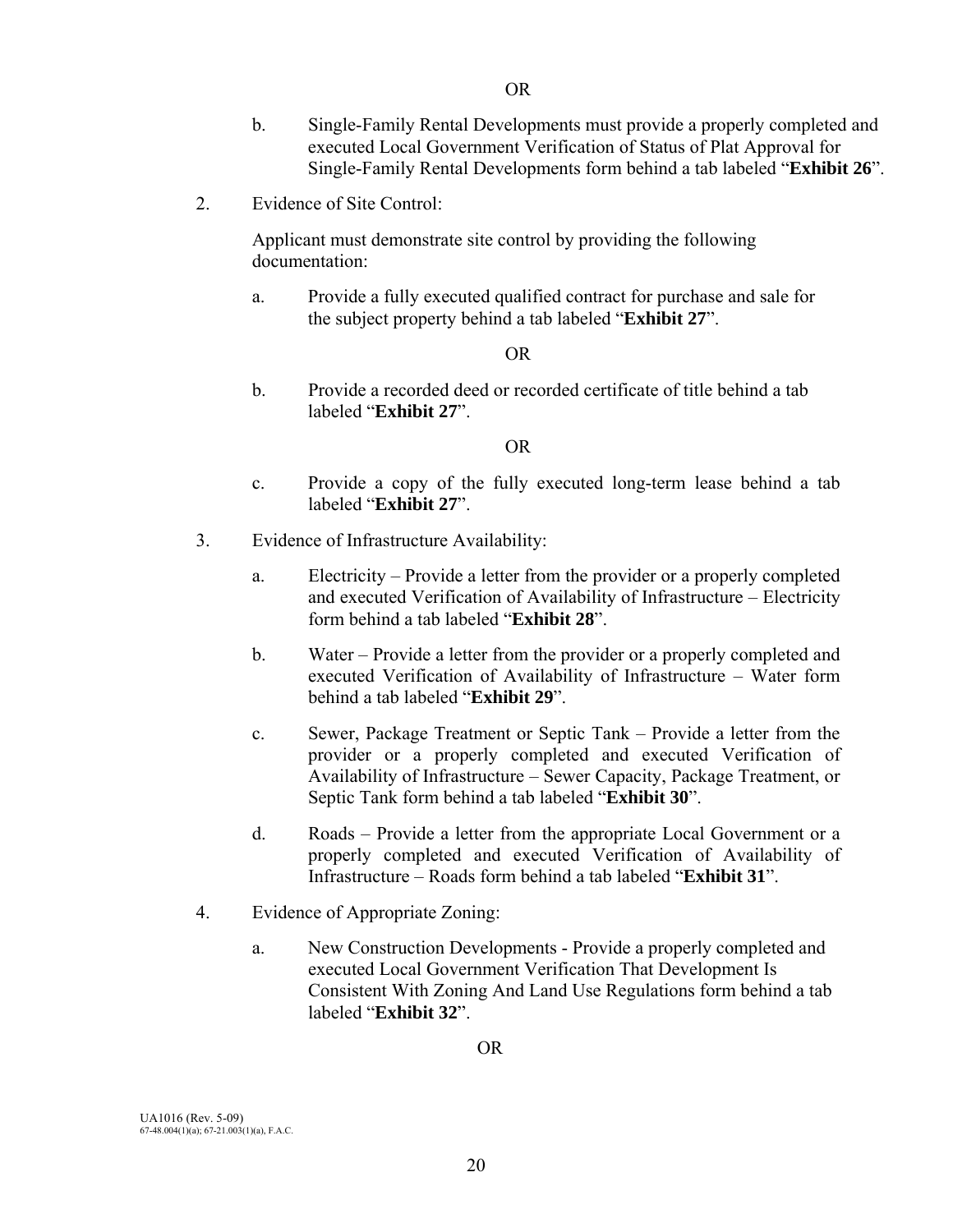OR

b. Single-Family Rental Developments must provide a properly completed and executed Local Government Verification of Status of Plat Approval for Single-Family Rental Developments form behind a tab labeled "**Exhibit 26**".

2. Evidence of Site Control:

   Applicant must demonstrate site control by providing the following documentation:

   a. Provide a fully executed qualified contract for purchase and sale for the subject property behind a tab labeled "**Exhibit 27**".

   OR

   b. Provide a recorded deed or recorded certificate of title behind a tab labeled "**Exhibit 27**".

   OR

   c. Provide a copy of the fully executed long-term lease behind a tab labeled "**Exhibit 27**".

3. Evidence of Infrastructure Availability:

   a. Electricity – Provide a letter from the provider or a properly completed and executed Verification of Availability of Infrastructure – Electricity form behind a tab labeled "**Exhibit 28**".

   b. Water – Provide a letter from the provider or a properly completed and executed Verification of Availability of Infrastructure – Water form behind a tab labeled "**Exhibit 29**".

   c. Sewer, Package Treatment or Septic Tank – Provide a letter from the provider or a properly completed and executed Verification of Availability of Infrastructure – Sewer Capacity, Package Treatment, or Septic Tank form behind a tab labeled "**Exhibit 30**".

   d. Roads – Provide a letter from the appropriate Local Government or a properly completed and executed Verification of Availability of Infrastructure – Roads form behind a tab labeled "**Exhibit 31**".

4. Evidence of Appropriate Zoning:

   a. New Construction Developments - Provide a properly completed and executed Local Government Verification That Development Is Consistent With Zoning And Land Use Regulations form behind a tab labeled "**Exhibit 32**".

   OR

UA1016 (Rev. 5-09)
67-48.004(1)(a); 67-21.003(1)(a), F.A.C.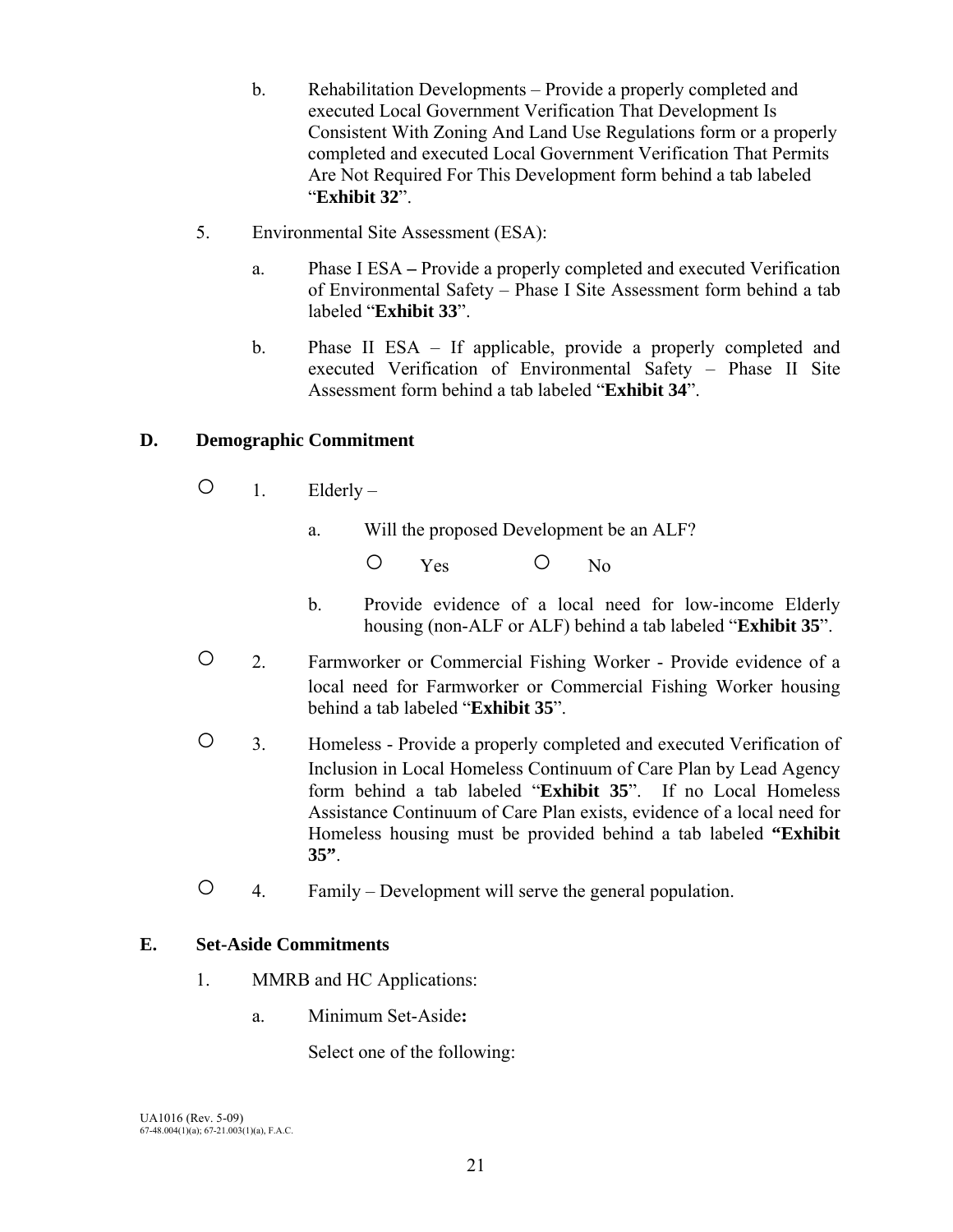b. Rehabilitation Developments – Provide a properly completed and executed Local Government Verification That Development Is Consistent With Zoning And Land Use Regulations form or a properly completed and executed Local Government Verification That Permits Are Not Required For This Development form behind a tab labeled "**Exhibit 32**".

5. Environmental Site Assessment (ESA):

   a. Phase I ESA **–** Provide a properly completed and executed Verification of Environmental Safety – Phase I Site Assessment form behind a tab labeled "**Exhibit 33**".

   b. Phase II ESA – If applicable, provide a properly completed and executed Verification of Environmental Safety – Phase II Site Assessment form behind a tab labeled "**Exhibit 34**".

## D. Demographic Commitment

○ 1. Elderly –

   a. Will the proposed Development be an ALF?

      ○ Yes ○ No

   b. Provide evidence of a local need for low-income Elderly housing (non-ALF or ALF) behind a tab labeled "**Exhibit 35**".

○ 2. Farmworker or Commercial Fishing Worker - Provide evidence of a local need for Farmworker or Commercial Fishing Worker housing behind a tab labeled "**Exhibit 35**".

○ 3. Homeless - Provide a properly completed and executed Verification of Inclusion in Local Homeless Continuum of Care Plan by Lead Agency form behind a tab labeled "**Exhibit 35**". If no Local Homeless Assistance Continuum of Care Plan exists, evidence of a local need for Homeless housing must be provided behind a tab labeled **"Exhibit 35"**.

○ 4. Family – Development will serve the general population.

## E. Set-Aside Commitments

1. MMRB and HC Applications:

   a. Minimum Set-Aside**:**

      Select one of the following:

UA1016 (Rev. 5-09)
67-48.004(1)(a); 67-21.003(1)(a), F.A.C.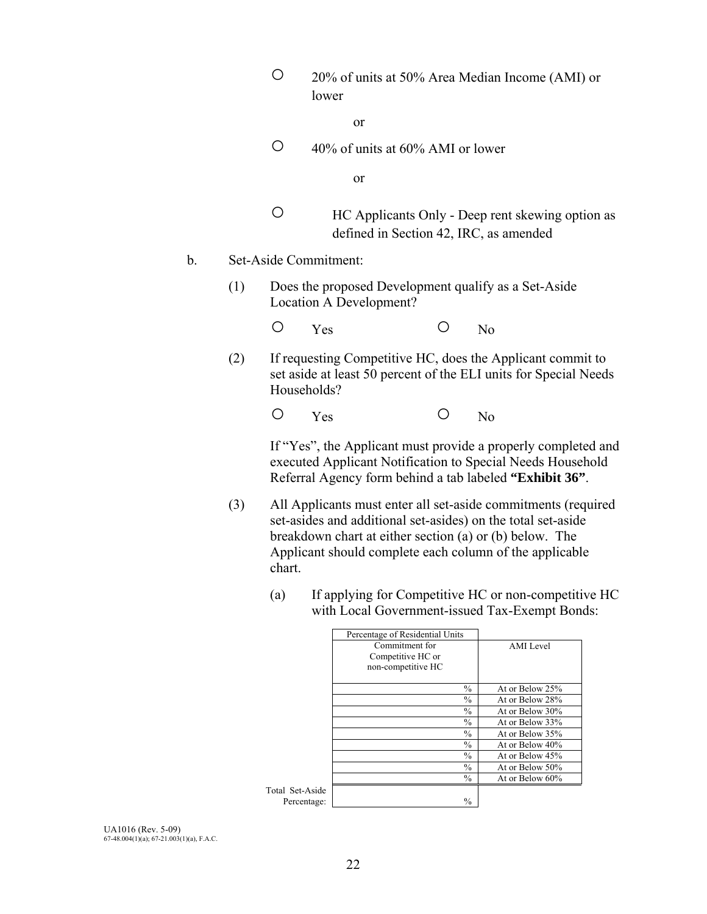- ○ 20% of units at 50% Area Median Income (AMI) or lower

  or

- ○ 40% of units at 60% AMI or lower

  or

- ○ HC Applicants Only - Deep rent skewing option as defined in Section 42, IRC, as amended

b. Set-Aside Commitment:

(1) Does the proposed Development qualify as a Set-Aside Location A Development?

○ Yes ○ No

(2) If requesting Competitive HC, does the Applicant commit to set aside at least 50 percent of the ELI units for Special Needs Households?

○ Yes ○ No

If "Yes", the Applicant must provide a properly completed and executed Applicant Notification to Special Needs Household Referral Agency form behind a tab labeled **"Exhibit 36"**.

(3) All Applicants must enter all set-aside commitments (required set-asides and additional set-asides) on the total set-aside breakdown chart at either section (a) or (b) below. The Applicant should complete each column of the applicable chart.

(a) If applying for Competitive HC or non-competitive HC with Local Government-issued Tax-Exempt Bonds:

| | Percentage of Residential Units Commitment for Competitive HC or non-competitive HC | AMI Level |
|---|---|---|
| | % | At or Below 25% |
| | % | At or Below 28% |
| | % | At or Below 30% |
| | % | At or Below 33% |
| | % | At or Below 35% |
| | % | At or Below 40% |
| | % | At or Below 45% |
| | % | At or Below 50% |
| | % | At or Below 60% |
| Total Set-Aside Percentage: | % | |

UA1016 (Rev. 5-09)
67-48.004(1)(a); 67-21.003(1)(a), F.A.C.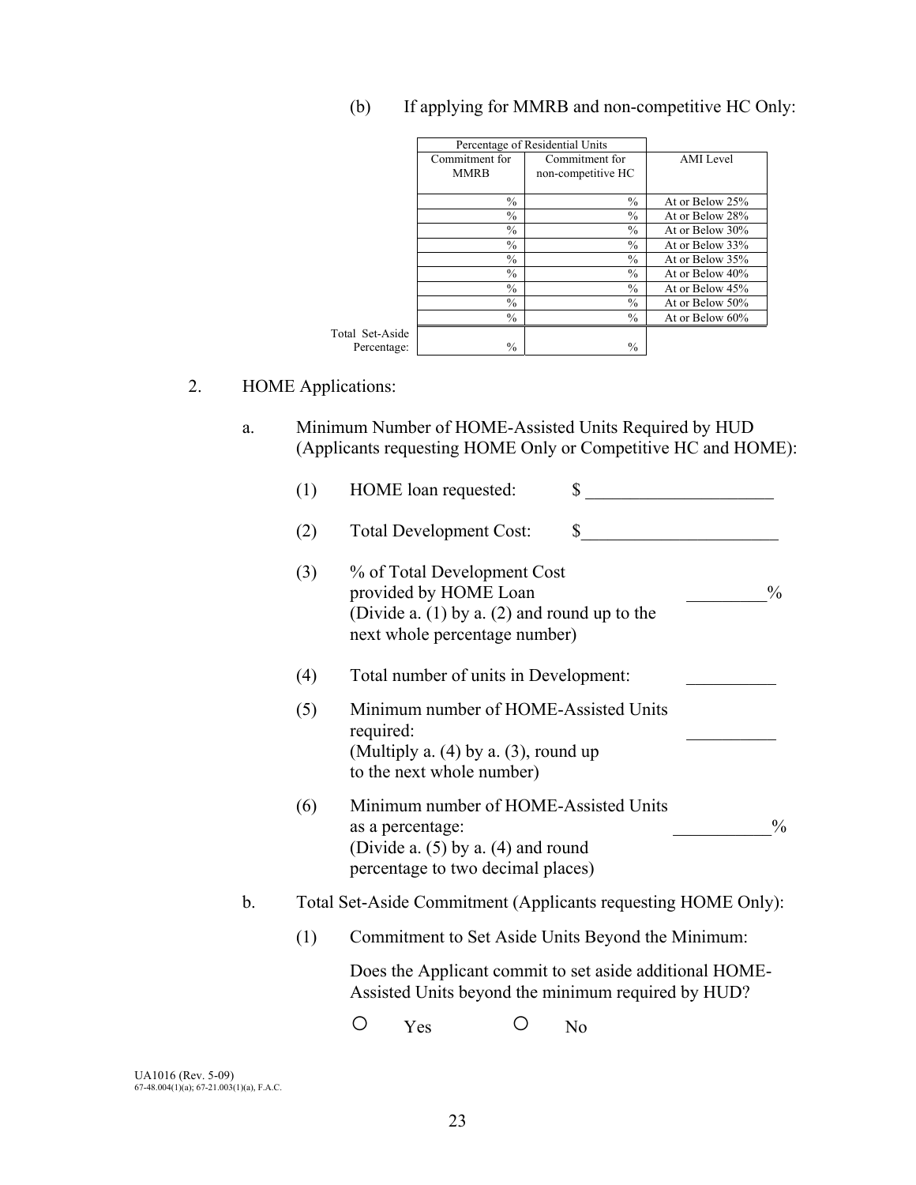(b) If applying for MMRB and non-competitive HC Only:

| | Percentage of Residential Units | | |
|---|---|---|---|
| | Commitment for MMRB | Commitment for non-competitive HC | AMI Level |
| | % | % | At or Below 25% |
| | % | % | At or Below 28% |
| | % | % | At or Below 30% |
| | % | % | At or Below 33% |
| | % | % | At or Below 35% |
| | % | % | At or Below 40% |
| | % | % | At or Below 45% |
| | % | % | At or Below 50% |
| | % | % | At or Below 60% |
| Total Set-Aside Percentage: | % | % | |

2. HOME Applications:

a. Minimum Number of HOME-Assisted Units Required by HUD (Applicants requesting HOME Only or Competitive HC and HOME):

(1) HOME loan requested: $ ____________________

(2) Total Development Cost: $____________________

(3) % of Total Development Cost provided by HOME Loan (Divide a. (1) by a. (2) and round up to the next whole percentage number) _________%

(4) Total number of units in Development: __________

(5) Minimum number of HOME-Assisted Units required: (Multiply a. (4) by a. (3), round up to the next whole number) __________

(6) Minimum number of HOME-Assisted Units as a percentage: (Divide a. (5) by a. (4) and round percentage to two decimal places) ___________%

b. Total Set-Aside Commitment (Applicants requesting HOME Only):

(1) Commitment to Set Aside Units Beyond the Minimum:

Does the Applicant commit to set aside additional HOME-Assisted Units beyond the minimum required by HUD?

○ Yes ○ No

UA1016 (Rev. 5-09)
67-48.004(1)(a); 67-21.003(1)(a), F.A.C.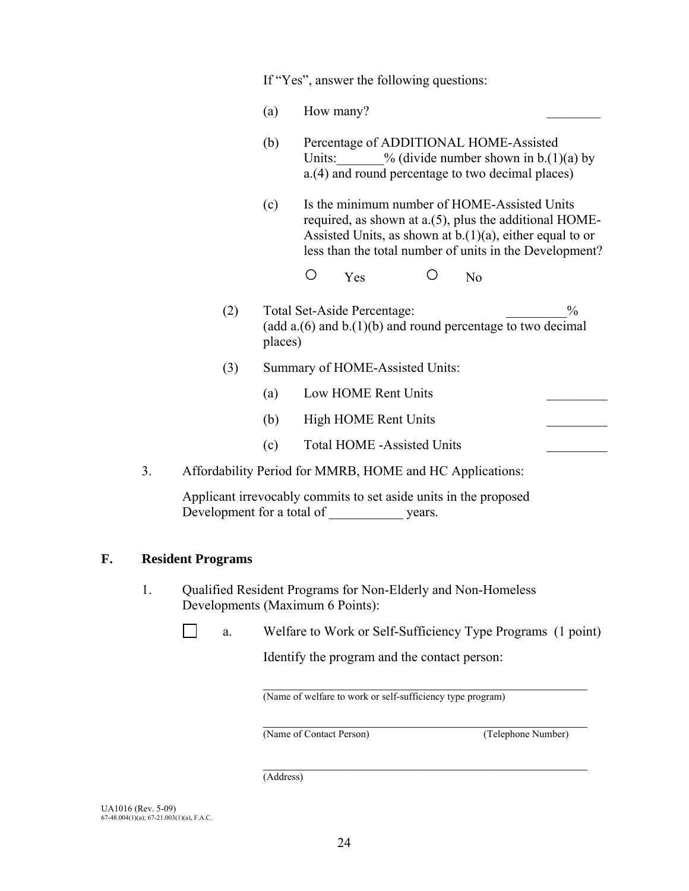If "Yes", answer the following questions:

(a) How many? ________

(b) Percentage of ADDITIONAL HOME-Assisted Units:_______% (divide number shown in b.(1)(a) by a.(4) and round percentage to two decimal places)

(c) Is the minimum number of HOME-Assisted Units required, as shown at a.(5), plus the additional HOME-Assisted Units, as shown at b.(1)(a), either equal to or less than the total number of units in the Development?

○ Yes ○ No

(2) Total Set-Aside Percentage: _________%
(add a.(6) and b.(1)(b) and round percentage to two decimal places)

(3) Summary of HOME-Assisted Units:

(a) Low HOME Rent Units _________

(b) High HOME Rent Units _________

(c) Total HOME -Assisted Units _________

3. Affordability Period for MMRB, HOME and HC Applications:

Applicant irrevocably commits to set aside units in the proposed Development for a total of ___________ years.

## F. Resident Programs

1. Qualified Resident Programs for Non-Elderly and Non-Homeless Developments (Maximum 6 Points):

☐ a. Welfare to Work or Self-Sufficiency Type Programs (1 point)

Identify the program and the contact person:

\_\_\_\_\_\_\_\_\_\_\_\_\_\_\_\_\_\_\_\_\_\_\_\_\_\_\_\_\_\_\_\_\_\_\_\_\_\_\_\_\_\_\_\_\_\_\_\_\_\_\_\_\_\_
(Name of welfare to work or self-sufficiency type program)

\_\_\_\_\_\_\_\_\_\_\_\_\_\_\_\_\_\_\_\_\_\_\_\_\_\_\_\_\_\_\_\_\_\_\_\_\_\_\_\_\_\_\_\_\_\_\_\_\_\_\_\_\_\_
(Name of Contact Person) (Telephone Number)

\_\_\_\_\_\_\_\_\_\_\_\_\_\_\_\_\_\_\_\_\_\_\_\_\_\_\_\_\_\_\_\_\_\_\_\_\_\_\_\_\_\_\_\_\_\_\_\_\_\_\_\_\_\_
(Address)

UA1016 (Rev. 5-09)
67-48.004(1)(a); 67-21.003(1)(a), F.A.C.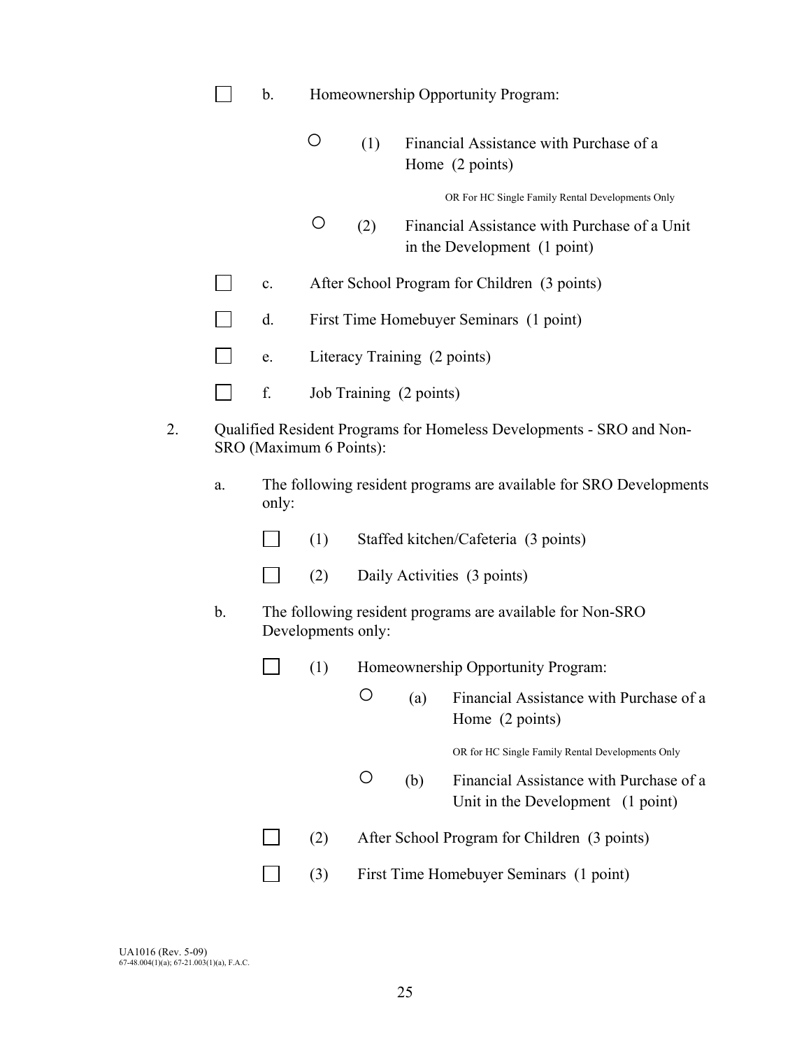- ☐ b. Homeownership Opportunity Program:

  - ○ (1) Financial Assistance with Purchase of a Home (2 points)

    OR For HC Single Family Rental Developments Only

  - ○ (2) Financial Assistance with Purchase of a Unit in the Development (1 point)

- ☐ c. After School Program for Children (3 points)
- ☐ d. First Time Homebuyer Seminars (1 point)
- ☐ e. Literacy Training (2 points)
- ☐ f. Job Training (2 points)

2. Qualified Resident Programs for Homeless Developments - SRO and Non-SRO (Maximum 6 Points):

   a. The following resident programs are available for SRO Developments only:

   - ☐ (1) Staffed kitchen/Cafeteria (3 points)
   - ☐ (2) Daily Activities (3 points)

   b. The following resident programs are available for Non-SRO Developments only:

   - ☐ (1) Homeownership Opportunity Program:

     - ○ (a) Financial Assistance with Purchase of a Home (2 points)

       OR for HC Single Family Rental Developments Only

     - ○ (b) Financial Assistance with Purchase of a Unit in the Development (1 point)

   - ☐ (2) After School Program for Children (3 points)
   - ☐ (3) First Time Homebuyer Seminars (1 point)

UA1016 (Rev. 5-09)
67-48.004(1)(a); 67-21.003(1)(a), F.A.C.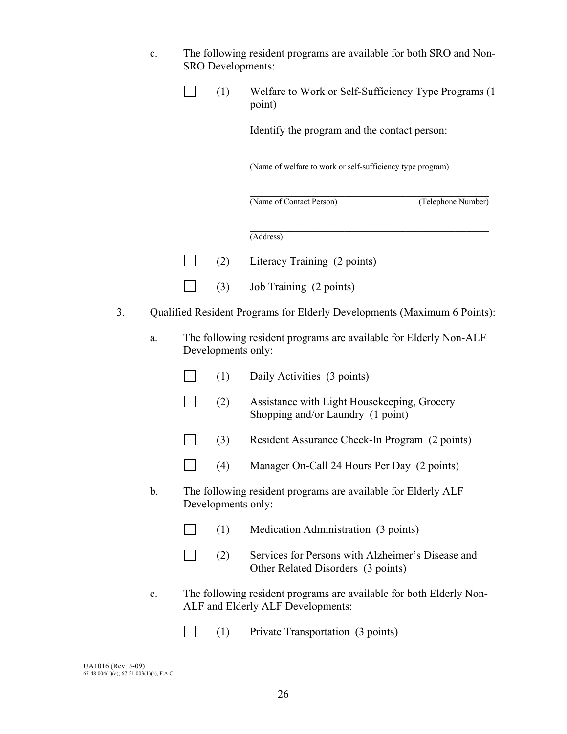c. The following resident programs are available for both SRO and Non-SRO Developments:

- ☐ (1) Welfare to Work or Self-Sufficiency Type Programs (1 point)

  Identify the program and the contact person:

  ______________________________________________
  (Name of welfare to work or self-sufficiency type program)

  ______________________________________________
  (Name of Contact Person) (Telephone Number)

  ______________________________________________
  (Address)

- ☐ (2) Literacy Training (2 points)
- ☐ (3) Job Training (2 points)

3. Qualified Resident Programs for Elderly Developments (Maximum 6 Points):

a. The following resident programs are available for Elderly Non-ALF Developments only:

- ☐ (1) Daily Activities (3 points)
- ☐ (2) Assistance with Light Housekeeping, Grocery Shopping and/or Laundry (1 point)
- ☐ (3) Resident Assurance Check-In Program (2 points)
- ☐ (4) Manager On-Call 24 Hours Per Day (2 points)

b. The following resident programs are available for Elderly ALF Developments only:

- ☐ (1) Medication Administration (3 points)
- ☐ (2) Services for Persons with Alzheimer's Disease and Other Related Disorders (3 points)

c. The following resident programs are available for both Elderly Non-ALF and Elderly ALF Developments:

- ☐ (1) Private Transportation (3 points)

UA1016 (Rev. 5-09)
67-48.004(1)(a); 67-21.003(1)(a), F.A.C.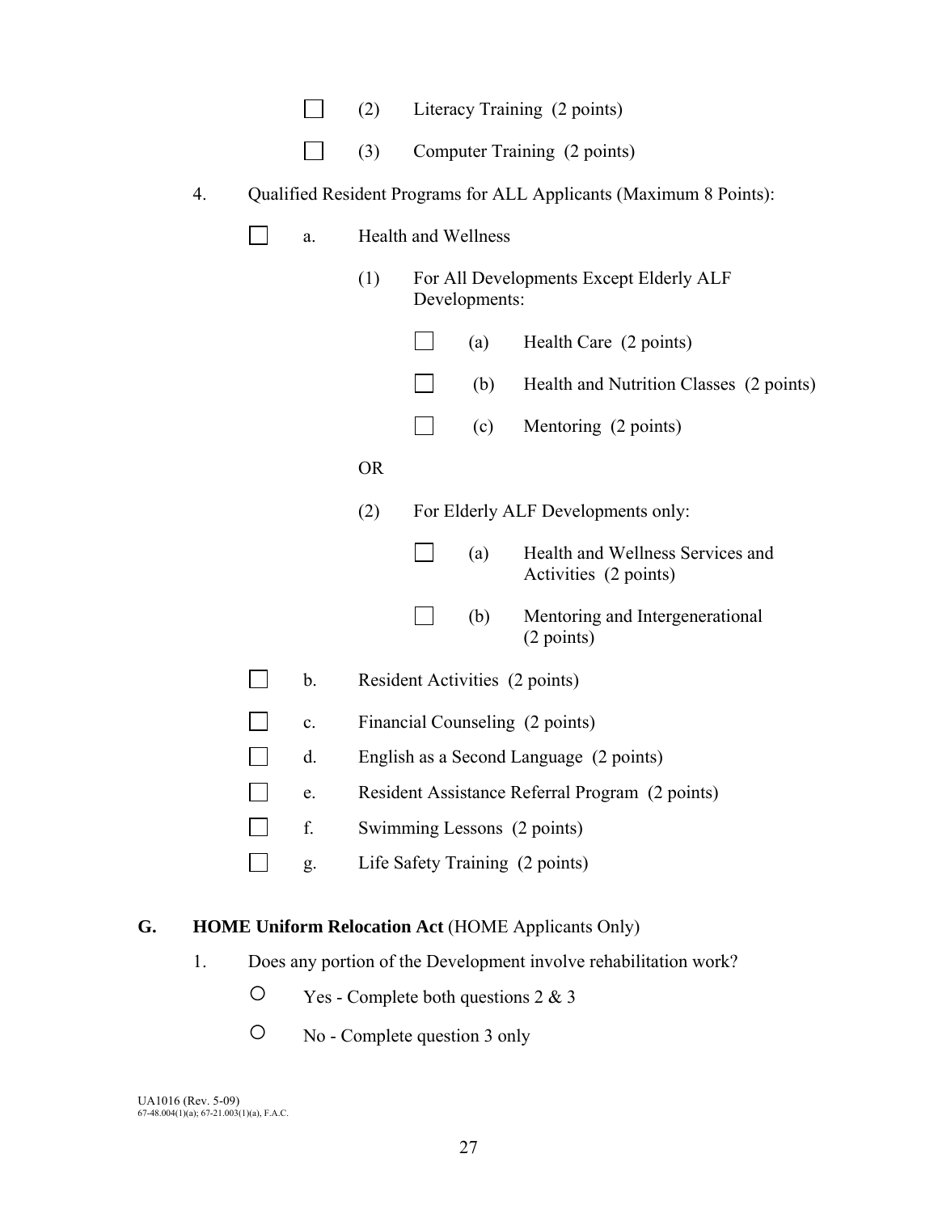- ☐ (2) Literacy Training (2 points)
- ☐ (3) Computer Training (2 points)

4. Qualified Resident Programs for ALL Applicants (Maximum 8 Points):

   - ☐ a. Health and Wellness

     (1) For All Developments Except Elderly ALF Developments:

     - ☐ (a) Health Care (2 points)
     - ☐ (b) Health and Nutrition Classes (2 points)
     - ☐ (c) Mentoring (2 points)

     OR

     (2) For Elderly ALF Developments only:

     - ☐ (a) Health and Wellness Services and Activities (2 points)
     - ☐ (b) Mentoring and Intergenerational (2 points)

   - ☐ b. Resident Activities (2 points)
   - ☐ c. Financial Counseling (2 points)
   - ☐ d. English as a Second Language (2 points)
   - ☐ e. Resident Assistance Referral Program (2 points)
   - ☐ f. Swimming Lessons (2 points)
   - ☐ g. Life Safety Training (2 points)

## G. **HOME Uniform Relocation Act** (HOME Applicants Only)

1. Does any portion of the Development involve rehabilitation work?

   - ○ Yes - Complete both questions 2 & 3
   - ○ No - Complete question 3 only

UA1016 (Rev. 5-09)
67-48.004(1)(a); 67-21.003(1)(a), F.A.C.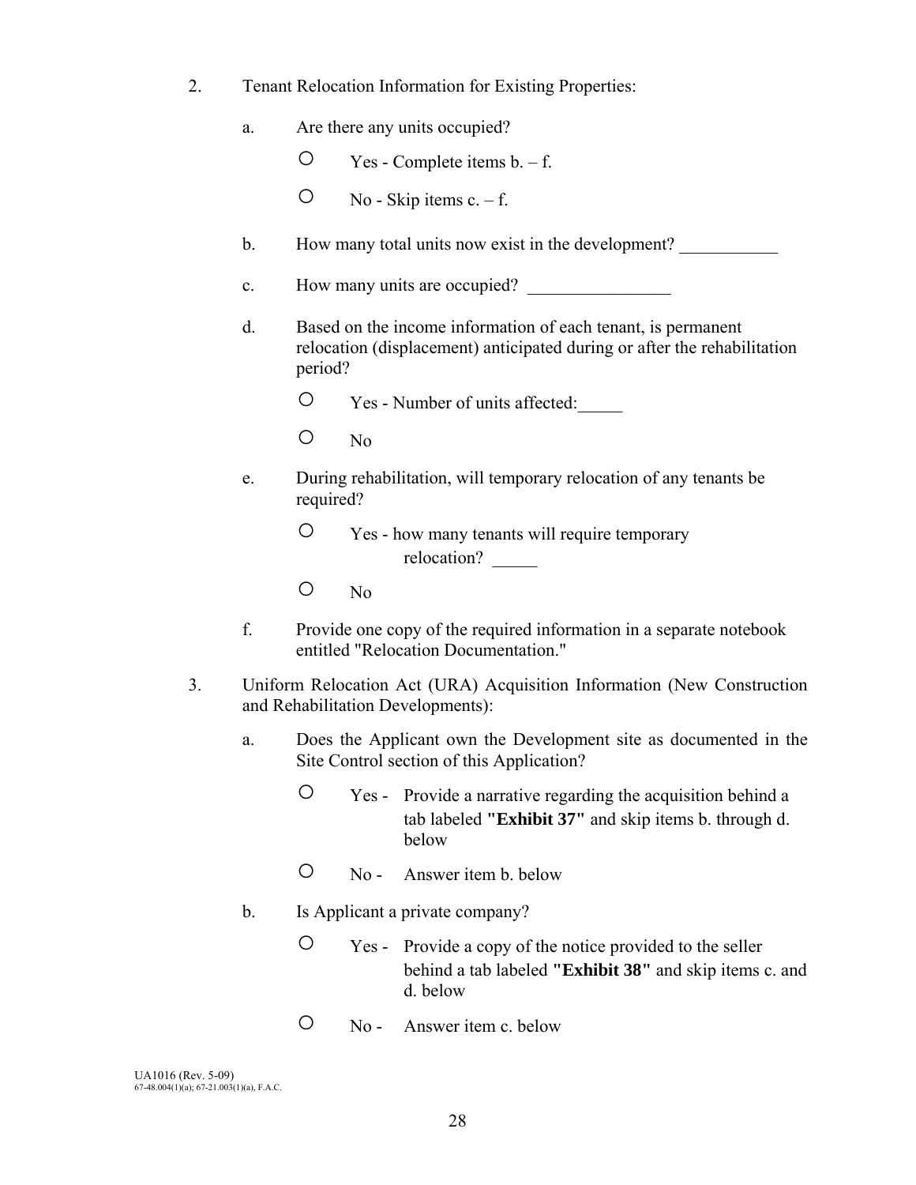2. Tenant Relocation Information for Existing Properties:

   a. Are there any units occupied?

      ○ Yes - Complete items b. – f.

      ○ No - Skip items c. – f.

   b. How many total units now exist in the development? ___________

   c. How many units are occupied? ________________

   d. Based on the income information of each tenant, is permanent relocation (displacement) anticipated during or after the rehabilitation period?

      ○ Yes - Number of units affected:_____

      ○ No

   e. During rehabilitation, will temporary relocation of any tenants be required?

      ○ Yes - how many tenants will require temporary relocation? _____

      ○ No

   f. Provide one copy of the required information in a separate notebook entitled "Relocation Documentation."

3. Uniform Relocation Act (URA) Acquisition Information (New Construction and Rehabilitation Developments):

   a. Does the Applicant own the Development site as documented in the Site Control section of this Application?

      ○ Yes - Provide a narrative regarding the acquisition behind a tab labeled **"Exhibit 37"** and skip items b. through d. below

      ○ No - Answer item b. below

   b. Is Applicant a private company?

      ○ Yes - Provide a copy of the notice provided to the seller behind a tab labeled **"Exhibit 38"** and skip items c. and d. below

      ○ No - Answer item c. below

UA1016 (Rev. 5-09)
67-48.004(1)(a); 67-21.003(1)(a), F.A.C.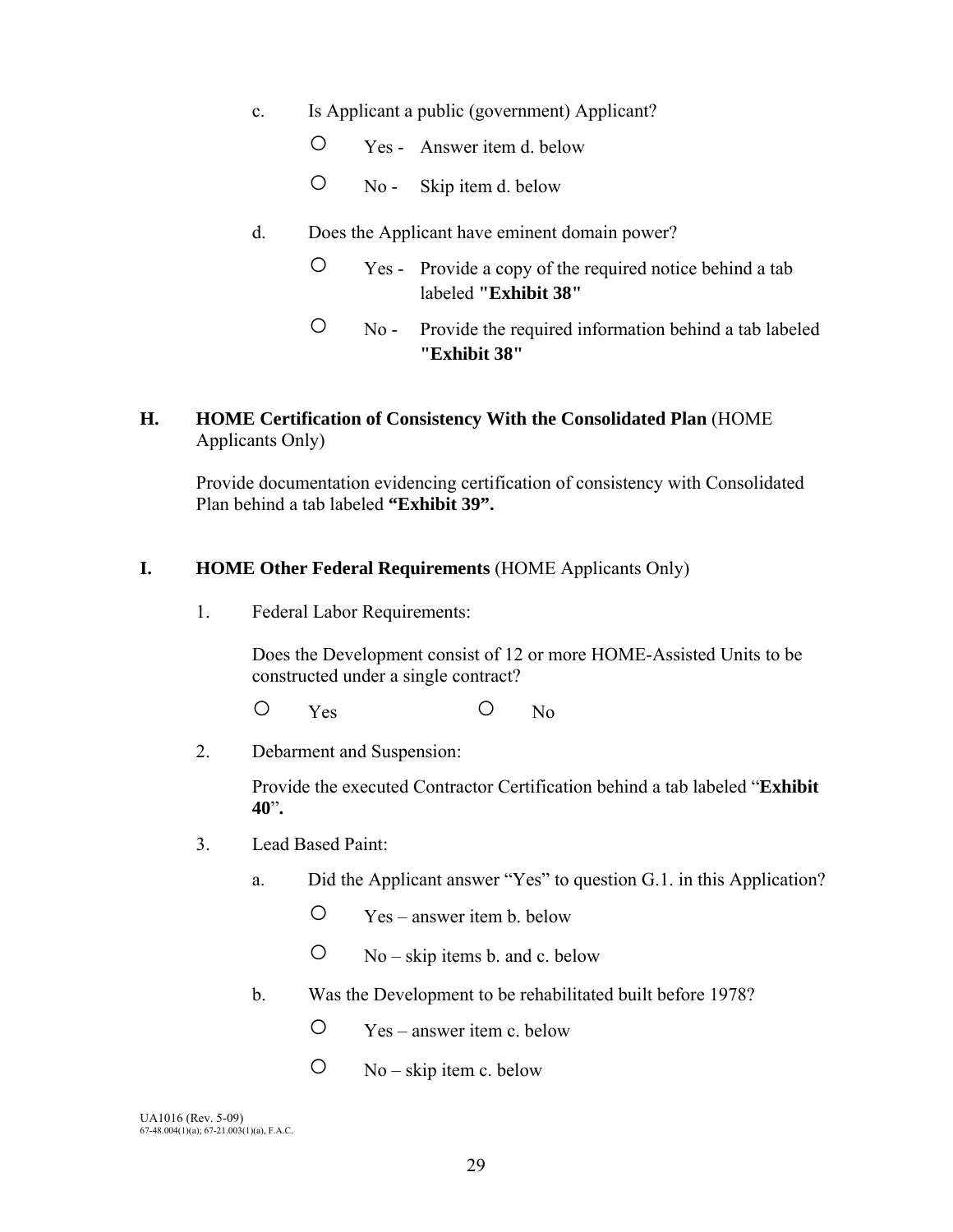c. Is Applicant a public (government) Applicant?

○ Yes - Answer item d. below

○ No - Skip item d. below

d. Does the Applicant have eminent domain power?

○ Yes - Provide a copy of the required notice behind a tab labeled **"Exhibit 38"**

○ No - Provide the required information behind a tab labeled **"Exhibit 38"**

**H. HOME Certification of Consistency With the Consolidated Plan** (HOME Applicants Only)

Provide documentation evidencing certification of consistency with Consolidated Plan behind a tab labeled **"Exhibit 39".**

**I. HOME Other Federal Requirements** (HOME Applicants Only)

1. Federal Labor Requirements:

   Does the Development consist of 12 or more HOME-Assisted Units to be constructed under a single contract?

   ○ Yes ○ No

2. Debarment and Suspension:

   Provide the executed Contractor Certification behind a tab labeled "**Exhibit 40**"**.**

3. Lead Based Paint:

   a. Did the Applicant answer "Yes" to question G.1. in this Application?

   ○ Yes – answer item b. below

   ○ No – skip items b. and c. below

   b. Was the Development to be rehabilitated built before 1978?

   ○ Yes – answer item c. below

   ○ No – skip item c. below

UA1016 (Rev. 5-09)
67-48.004(1)(a); 67-21.003(1)(a), F.A.C.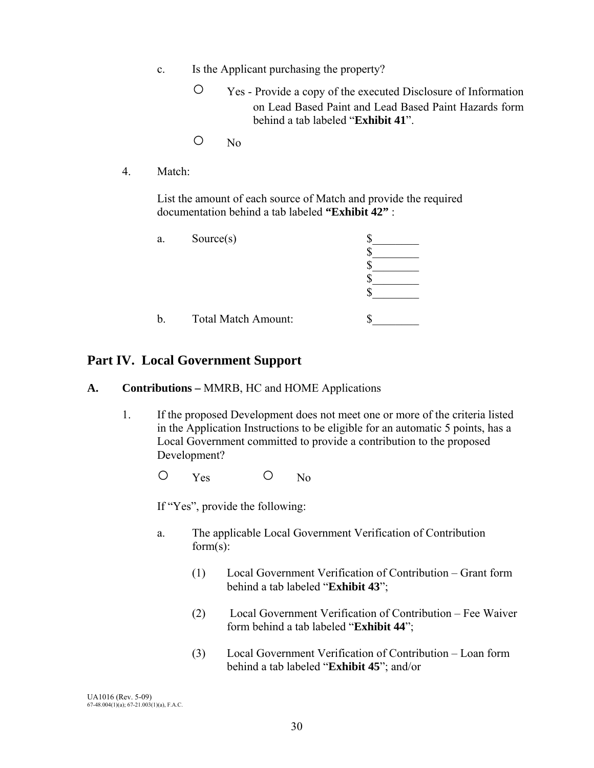c. Is the Applicant purchasing the property?

○ Yes - Provide a copy of the executed Disclosure of Information on Lead Based Paint and Lead Based Paint Hazards form behind a tab labeled "**Exhibit 41**".

○ No

4. Match:

List the amount of each source of Match and provide the required documentation behind a tab labeled **"Exhibit 42"** :

a. Source(s) $________
$________
$________
$________
$________

b. Total Match Amount: $________

## Part IV. Local Government Support

**A. Contributions –** MMRB, HC and HOME Applications

1. If the proposed Development does not meet one or more of the criteria listed in the Application Instructions to be eligible for an automatic 5 points, has a Local Government committed to provide a contribution to the proposed Development?

○ Yes ○ No

If "Yes", provide the following:

a. The applicable Local Government Verification of Contribution form(s):

(1) Local Government Verification of Contribution – Grant form behind a tab labeled "**Exhibit 43**";

(2) Local Government Verification of Contribution – Fee Waiver form behind a tab labeled "**Exhibit 44**";

(3) Local Government Verification of Contribution – Loan form behind a tab labeled "**Exhibit 45**"; and/or

UA1016 (Rev. 5-09)
67-48.004(1)(a); 67-21.003(1)(a), F.A.C.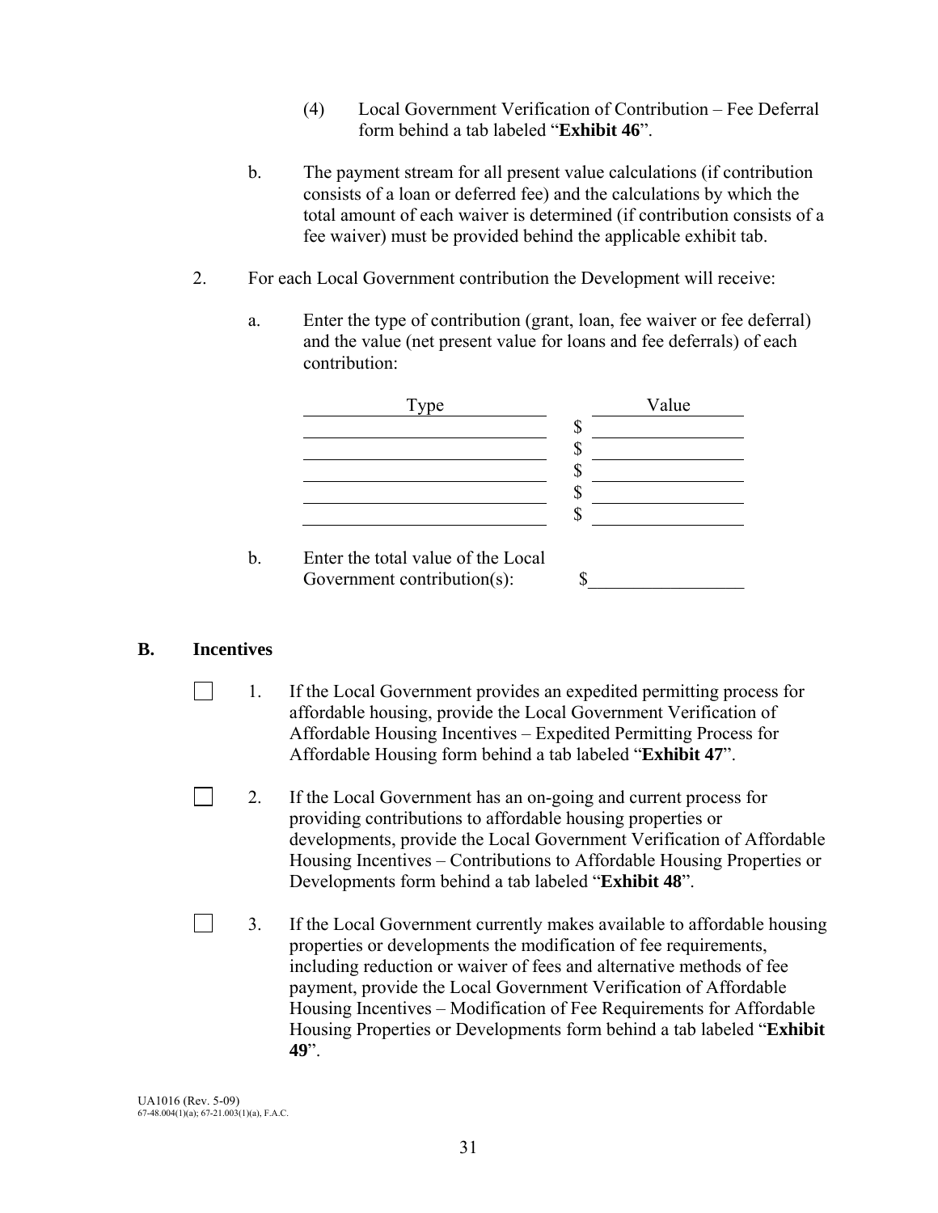(4) Local Government Verification of Contribution – Fee Deferral form behind a tab labeled "**Exhibit 46**".

b. The payment stream for all present value calculations (if contribution consists of a loan or deferred fee) and the calculations by which the total amount of each waiver is determined (if contribution consists of a fee waiver) must be provided behind the applicable exhibit tab.

2. For each Local Government contribution the Development will receive:

a. Enter the type of contribution (grant, loan, fee waiver or fee deferral) and the value (net present value for loans and fee deferrals) of each contribution:

| Type | Value |
|---|---|
| | $ |
| | $ |
| | $ |
| | $ |
| | $ |

b. Enter the total value of the Local Government contribution(s): $\_\_\_\_\_\_\_\_\_\_\_\_\_\_\_\_

## B. Incentives

☐ 1. If the Local Government provides an expedited permitting process for affordable housing, provide the Local Government Verification of Affordable Housing Incentives – Expedited Permitting Process for Affordable Housing form behind a tab labeled "**Exhibit 47**".

☐ 2. If the Local Government has an on-going and current process for providing contributions to affordable housing properties or developments, provide the Local Government Verification of Affordable Housing Incentives – Contributions to Affordable Housing Properties or Developments form behind a tab labeled "**Exhibit 48**".

☐ 3. If the Local Government currently makes available to affordable housing properties or developments the modification of fee requirements, including reduction or waiver of fees and alternative methods of fee payment, provide the Local Government Verification of Affordable Housing Incentives – Modification of Fee Requirements for Affordable Housing Properties or Developments form behind a tab labeled "**Exhibit 49**".

UA1016 (Rev. 5-09)
67-48.004(1)(a); 67-21.003(1)(a), F.A.C.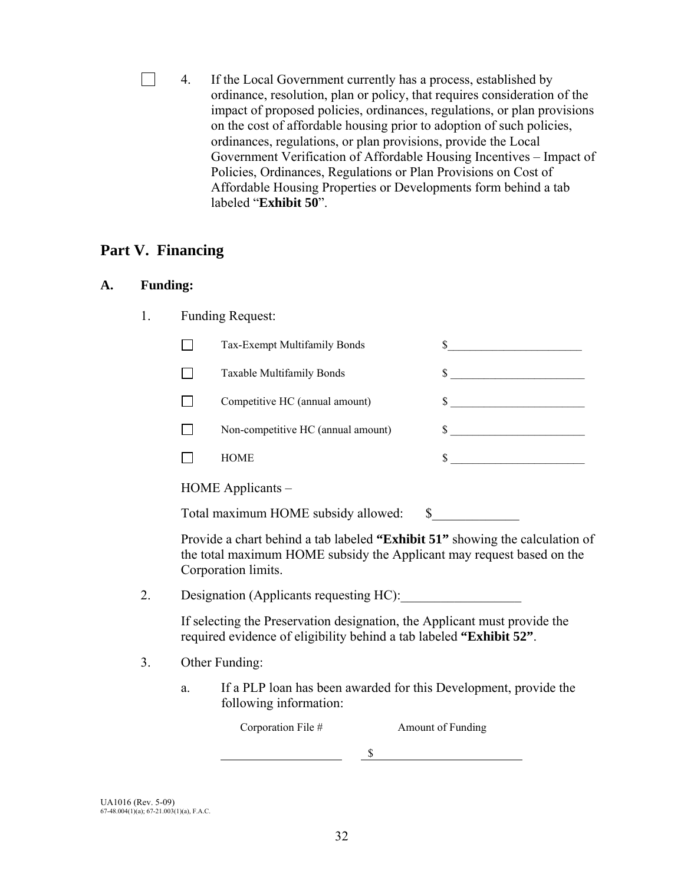☐ 4. If the Local Government currently has a process, established by ordinance, resolution, plan or policy, that requires consideration of the impact of proposed policies, ordinances, regulations, or plan provisions on the cost of affordable housing prior to adoption of such policies, ordinances, regulations, or plan provisions, provide the Local Government Verification of Affordable Housing Incentives – Impact of Policies, Ordinances, Regulations or Plan Provisions on Cost of Affordable Housing Properties or Developments form behind a tab labeled "**Exhibit 50**".

## Part V. Financing

### A. Funding:

1. Funding Request:

| | | |
|---|---|---|
| ☐ | Tax-Exempt Multifamily Bonds | $________________________ |
| ☐ | Taxable Multifamily Bonds | $ ________________________ |
| ☐ | Competitive HC (annual amount) | $ ________________________ |
| ☐ | Non-competitive HC (annual amount) | $ ________________________ |
| ☐ | HOME | $ ________________________ |

HOME Applicants –

Total maximum HOME subsidy allowed: $_____________

Provide a chart behind a tab labeled **"Exhibit 51"** showing the calculation of the total maximum HOME subsidy the Applicant may request based on the Corporation limits.

2. Designation (Applicants requesting HC):__________________

If selecting the Preservation designation, the Applicant must provide the required evidence of eligibility behind a tab labeled **"Exhibit 52"**.

3. Other Funding:

a. If a PLP loan has been awarded for this Development, provide the following information:

| Corporation File # | Amount of Funding |
|---|---|
| ____________________ | $ ________________________ |

UA1016 (Rev. 5-09)
67-48.004(1)(a); 67-21.003(1)(a), F.A.C.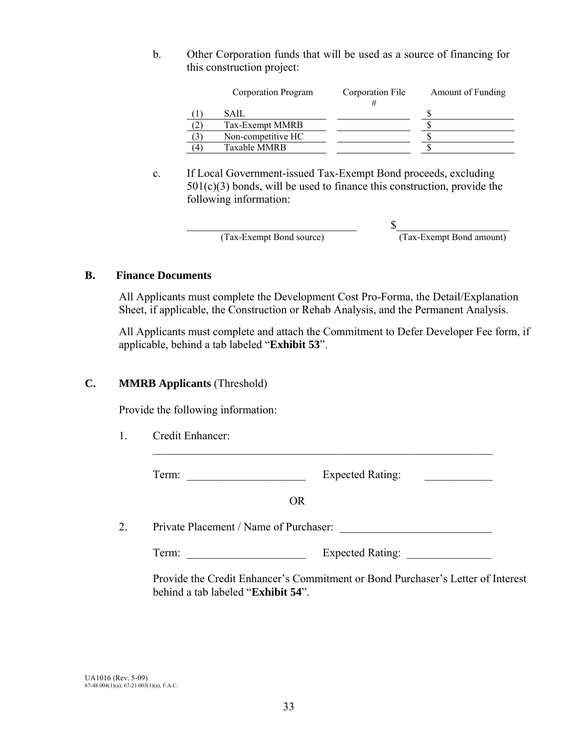b. Other Corporation funds that will be used as a source of financing for this construction project:

| | Corporation Program | Corporation File # | Amount of Funding |
|---|---|---|---|
| (1) | SAIL | | $ |
| (2) | Tax-Exempt MMRB | | $ |
| (3) | Non-competitive HC | | $ |
| (4) | Taxable MMRB | | $ |

c. If Local Government-issued Tax-Exempt Bond proceeds, excluding 501(c)(3) bonds, will be used to finance this construction, provide the following information:

________________________________ $____________________

(Tax-Exempt Bond source) (Tax-Exempt Bond amount)

**B. Finance Documents**

All Applicants must complete the Development Cost Pro-Forma, the Detail/Explanation Sheet, if applicable, the Construction or Rehab Analysis, and the Permanent Analysis.

All Applicants must complete and attach the Commitment to Defer Developer Fee form, if applicable, behind a tab labeled "**Exhibit 53**".

**C. MMRB Applicants** (Threshold)

Provide the following information:

1. Credit Enhancer: ______________________________________________

   Term: ____________________ Expected Rating: ____________

OR

2. Private Placement / Name of Purchaser: __________________________

   Term: ____________________ Expected Rating: _______________

   Provide the Credit Enhancer's Commitment or Bond Purchaser's Letter of Interest behind a tab labeled "**Exhibit 54**".

UA1016 (Rev. 5-09)
67-48.004(1)(a); 67-21.003(1)(a), F.A.C.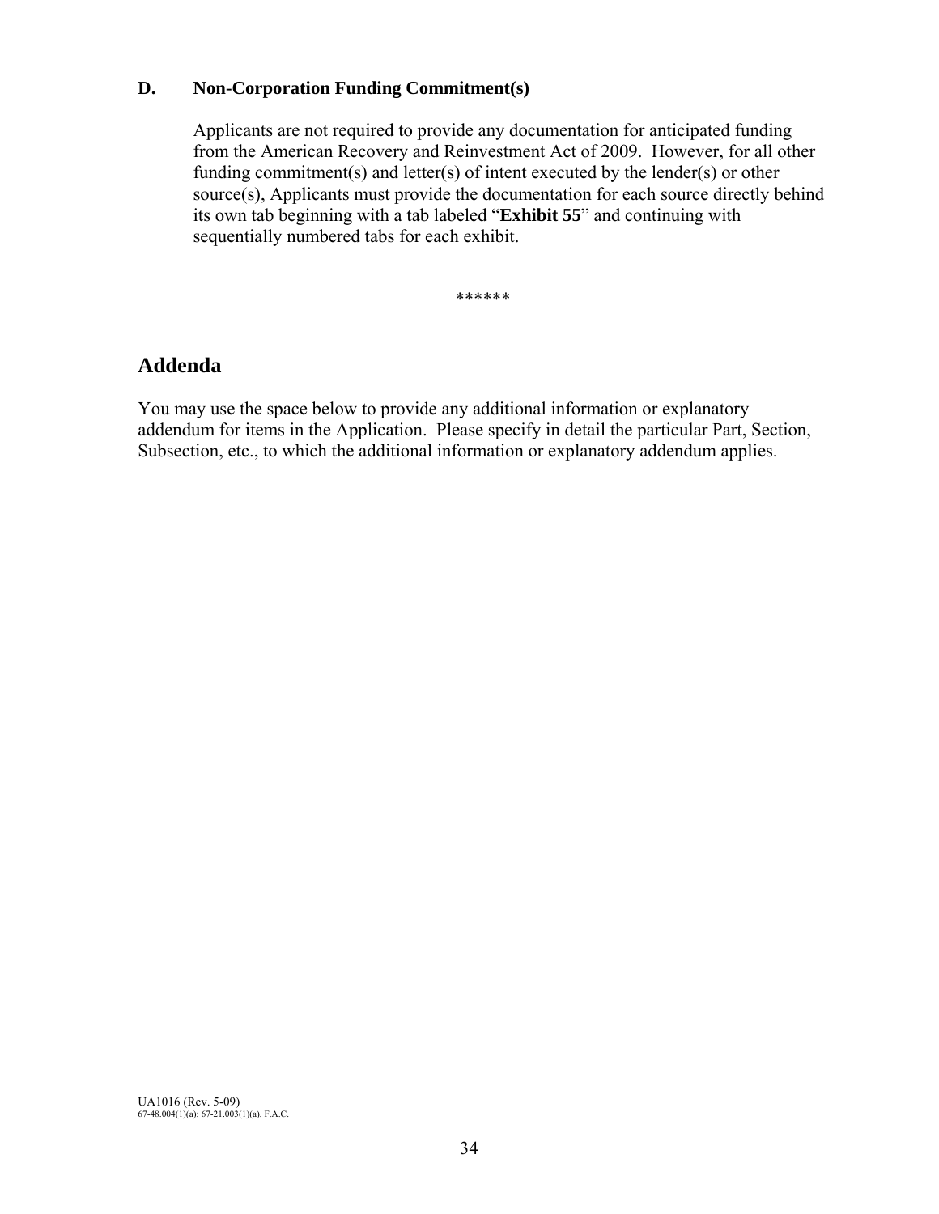**D. Non-Corporation Funding Commitment(s)**

Applicants are not required to provide any documentation for anticipated funding from the American Recovery and Reinvestment Act of 2009. However, for all other funding commitment(s) and letter(s) of intent executed by the lender(s) or other source(s), Applicants must provide the documentation for each source directly behind its own tab beginning with a tab labeled "**Exhibit 55**" and continuing with sequentially numbered tabs for each exhibit.

******

## Addenda

You may use the space below to provide any additional information or explanatory addendum for items in the Application. Please specify in detail the particular Part, Section, Subsection, etc., to which the additional information or explanatory addendum applies.

UA1016 (Rev. 5-09)
67-48.004(1)(a); 67-21.003(1)(a), F.A.C.